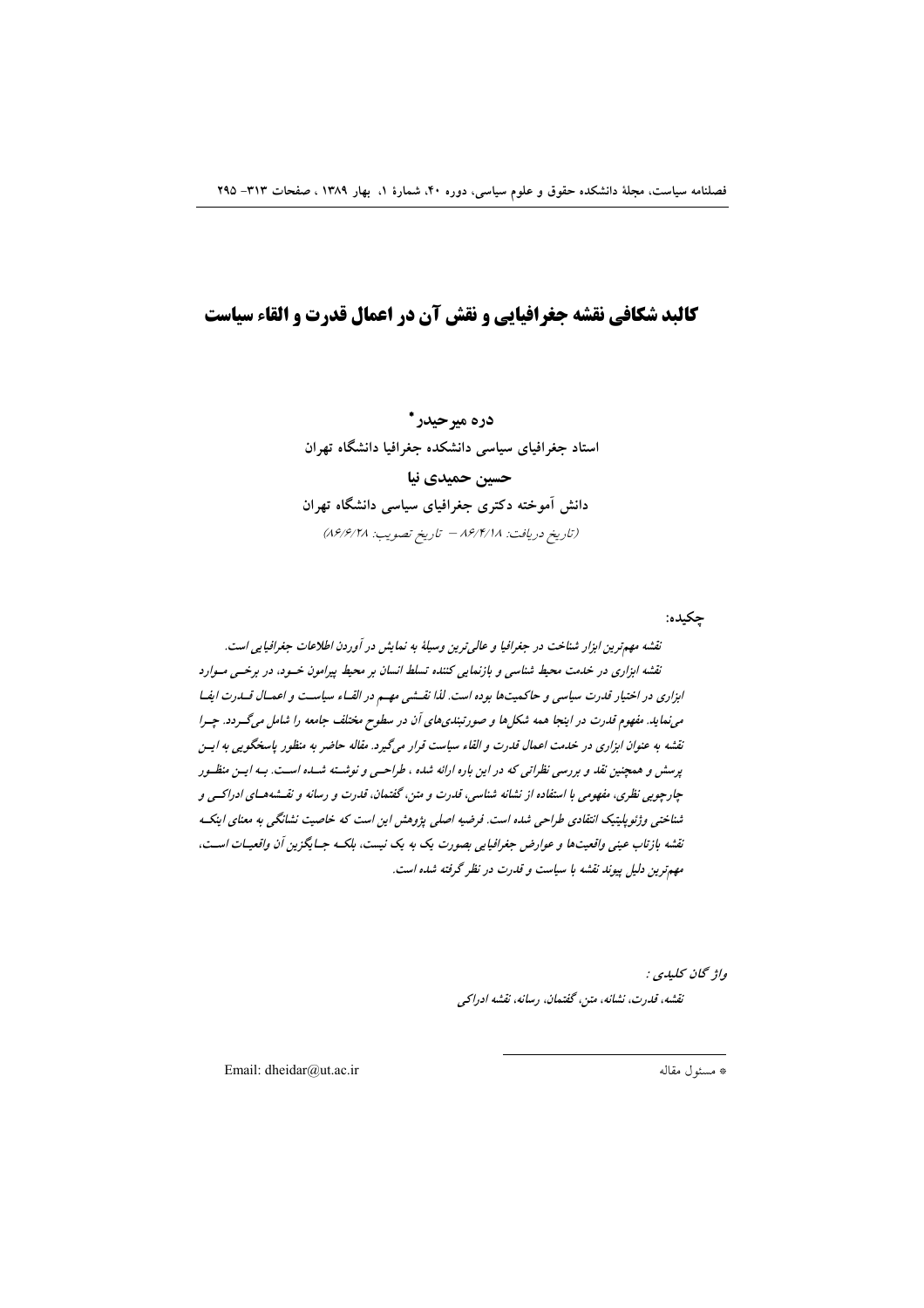# کالبد شکافی نقشه جغرافیایی و نقش آن در اعمال قدرت و القاء سیاست

**دره میرحیدر***

**استاد جغرافیای سیاسی دانشکده جغرافیا دانشگاه تهران**

**حسین حمیدی نیا**

**دانش آموخته دکتری جغرافیای سیاسی دانشگاه تهران**

*(تاریخ دریافت: ۸۶/۴/۱۸ – تاریخ تصویب: ۸۶/۶/۲۸)*

**چکیده:**

*نقشه مهم‌ترین ابزار شناخت در جغرافیا و عالی‌ترین وسیلهٔ به نمایش در آوردن اطلاعات جغرافیایی است. نقشه ابزاری در خدمت محیط شناسی و بازنمایی کننده تسلط انسان بر محیط پیرامون خود، در برخی موارد ابزاری در اختیار قدرت سیاسی و حاکمیت‌ها بوده است. لذا نقشی مهم در القاء سیاست و اعمال قدرت ایفا می‌نماید. مفهوم قدرت در اینجا همه شکل‌ها و صورتبندی‌های آن در سطوح مختلف جامعه را شامل می‌گردد. چرا نقشه به عنوان ابزاری در خدمت اعمال قدرت و القاء سیاست قرار می‌گیرد. مقاله حاضر به منظور پاسخگویی به این پرسش و همچنین نقد و بررسی نظراتی که در این باره ارائه شده ، طراحی و نوشته شده است. به این منظور چارچوبی نظری، مفهومی با استفاده از نشانه شناسی، قدرت و متن، گفتمان، قدرت و رسانه و نقشه‌های ادراکی و شناختی وژئوپلیتیک انتقادی طراحی شده است. فرضیه اصلی پژوهش این است که خاصیت نشانگی به معنای اینکه نقشه بازتاب عینی واقعیت‌ها و عوارض جغرافیایی بصورت یک به یک نیست، بلکه جایگزین آن واقعیات است، مهم‌ترین دلیل پیوند نقشه با سیاست و قدرت در نظر گرفته شده است.*

*واژ گان کلیدی :*

*نقشه، قدرت، نشانه، متن، گفتمان، رسانه، نقشه ادراکی*

---

* مسئول مقاله — Email: dheidar@ut.ac.ir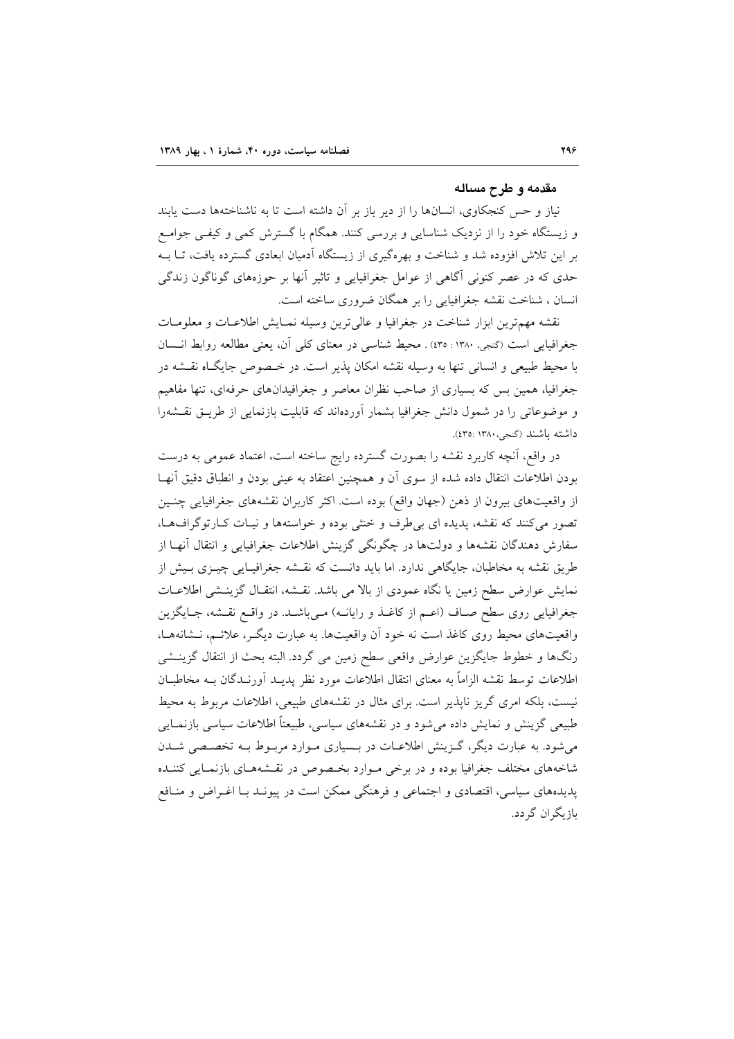## مقدمه و طرح مساله

نیاز و حس کنجکاوی، انسان‌ها را از دیر باز بر آن داشته است تا به ناشناخته‌ها دست یابند و زیستگاه خود را از نزدیک شناسایی و بررسی کنند. همگام با گسترش کمی و کیفی جوامع بر این تلاش افزوده شد و شناخت و بهره‌گیری از زیستگاه آدمیان ابعادی گسترده یافت، تا بـه حدی که در عصر کنونی آگاهی از عوامل جغرافیایی و تاثیر آنها بر حوزه‌های گوناگون زندگی انسان ، شناخت نقشه جغرافیایی را بر همگان ضروری ساخته است.

نقشه مهم‌ترین ابزار شناخت در جغرافیا و عالی‌ترین وسیله نمـایش اطلاعـات و معلومـات جغرافیایی است (گنجی، ۱۳۸۰ : ٤٣٥) . محیط شناسی در معنای کلی آن، یعنی مطالعه روابط انسان با محیط طبیعی و انسانی تنها به وسیله نقشه امکان پذیر است. در خصوص جایگـاه نقـشه در جغرافیا، همین بس که بسیاری از صاحب نظران معاصر و جغرافیدان‌های حرفه‌ای، تنها مفاهیم و موضوعاتی را در شمول دانش جغرافیا بشمار آورده‌اند که قابلیت بازنمایی از طریـق نقـشه‌را داشته باشند (گنجی،۱۳۸۰ :٤٣٥).

در واقع، آنچه کاربرد نقشه را بصورت گسترده رایج ساخته است، اعتماد عمومی به درست بودن اطلاعات انتقال داده شده از سوی آن و همچنین اعتقاد به عینی بودن و انطباق دقیق آنهـا از واقعیت‌های بیرون از ذهن (جهان واقع) بوده است. اکثر کاربران نقشه‌های جغرافیایی چنـین تصور می‌کنند که نقشه، پدیده ای بی‌طرف و خنثی بوده و خواسته‌ها و نیـات کـارتوگراف‌هـا، سفارش دهندگان نقشه‌ها و دولت‌ها در چگونگی گزینش اطلاعات جغرافیایی و انتقال آنهـا از طریق نقشه به مخاطبان، جایگاهی ندارد. اما باید دانست که نقـشه جغرافیـایی چیـزی بـیش از نمایش عوارض سطح زمین یا نگاه عمودی از بالا می باشد. نقـشه، انتقـال گزینـشی اطلاعـات جغرافیایی روی سطح صـاف (اعـم از کاغـذ و رایانـه) مـی‌باشـد. در واقـع نقـشه، جـایگزین واقعیت‌های محیط روی کاغذ است نه خود آن واقعیت‌ها. به عبارت دیگـر، علائـم، نـشانه‌هـا، رنگ‌ها و خطوط جایگزین عوارض واقعی سطح زمین می گردد. البته بحث از انتقال گزینـشی اطلاعات توسط نقشه الزاماً به معنای انتقال اطلاعات مورد نظر پدیـد آورنـدگان بـه مخاطبـان نیست، بلکه امری گریز ناپذیر است. برای مثال در نقشه‌های طبیعی، اطلاعات مربوط به محیط طبیعی گزینش و نمایش داده می‌شود و در نقشه‌های سیاسی، طبیعتاً اطلاعات سیاسی بازنمـایی می‌شود. به عبارت دیگر، گـزینش اطلاعـات در بـسیاری مـوارد مربـوط بـه تخصـصی شـدن شاخه‌های مختلف جغرافیا بوده و در برخی مـوارد بخـصوص در نقـشه‌هـای بازنمـایی کننـده پدیده‌های سیاسی، اقتصادی و اجتماعی و فرهنگی ممکن است در پیونـد بـا اغـراض و منـافع بازیگران گردد.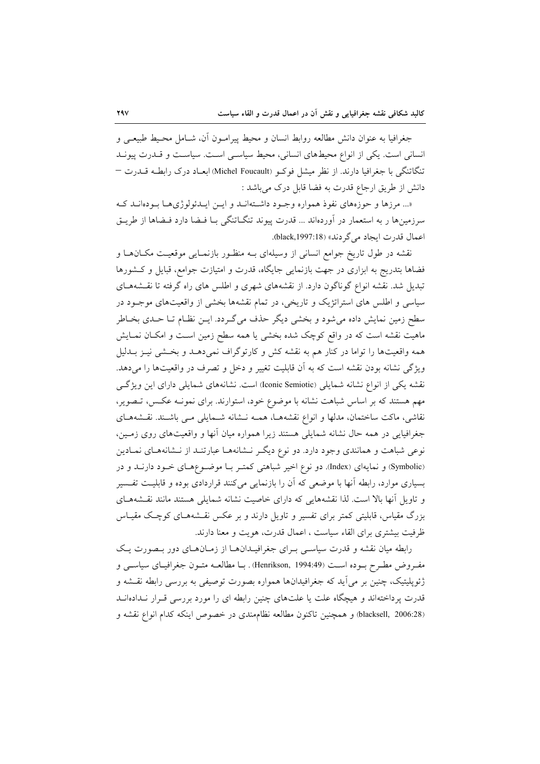جغرافیا به عنوان دانش مطالعه روابط انسان و محیط پیرامون آن، شامل محیط طبیعی و انسانی است. یکی از انواع محیط‌های انسانی، محیط سیاسی است. سیاست و قدرت پیوند تنگاتنگی با جغرافیا دارند. از نظر میشل فوکو (Michel Foucault) ابعاد درک رابطه قدرت – دانش از طریق ارجاع قدرت به فضا قابل درک می‌باشد :

«... مرزها و حوزه‌های نفوذ همواره وجود داشته‌اند و این ایدئولوژی‌ها بوده‌اند که سرزمین‌ها ر به استعمار در آورده‌اند ... قدرت پیوند تنگاتنگی با فضا دارد فضاها از طریق اعمال قدرت ایجاد می‌گردند» (black,1997:18).

نقشه در طول تاریخ جوامع انسانی از وسیله‌ای به منظور بازنمایی موقعیت مکان‌ها و فضاها بتدریج به ابزاری در جهت بازنمایی جایگاه، قدرت و امتیازت جوامع، قبایل و کشورها تبدیل شد. نقشه انواع گوناگون دارد. از نقشه‌های شهری و اطلس های راه گرفته تا نقشه‌های سیاسی و اطلس های استراتژیک و تاریخی، در تمام نقشه‌ها بخشی از واقعیت‌های موجود در سطح زمین نمایش داده می‌شود و بخشی دیگر حذف می‌گردد. این نظام تا حدی بخاطر ماهیت نقشه است که در واقع کوچک شده بخشی یا همه سطح زمین است و امکان نمایش همه واقعیت‌ها را توأما در کنار هم به نقشه کش و کارتوگراف نمی‌دهد و بخشی نیز بدلیل ویژگی نشانه بودن نقشه است که به آن قابلیت تغییر و دخل و تصرف در واقعیت‌ها را می‌دهد. نقشه یکی از انواع نشانه شمایلی (Iconic Semiotic) است. نشانه‌های شمایلی دارای این ویژگی مهم هستند که بر اساس شباهت نشانه با موضوع خود، استوارند. برای نمونه عکس، تصویر، نقاشی، ماکت ساختمان، مدلها و انواع نقشه‌ها، همه نشانه شمایلی می باشند. نقشه‌های جغرافیایی در همه حال نشانه شمایلی هستند زیرا همواره میان آنها و واقعیت‌های روی زمین، نوعی شباهت و همانندی وجود دارد. دو نوع دیگر نشانه‌ها عبارتند از نشانه‌های نمادین (Symbolic) و نمایه‌ای (Index). دو نوع اخیر شباهتی کمتر با موضوع‌های خود دارند و در بسیاری موارد، رابطه آنها با موضعی که آن را بازنمایی می‌کنند قراردادی بوده و قابلیت تفسیر و تاویل آنها بالا است. لذا نقشه‌هایی که دارای خاصیت نشانه شمایلی هستند مانند نقشه‌های بزرگ مقیاس، قابلیتی کمتر برای تفسیر و تاویل دارند و بر عکس نقشه‌های کوچک مقیاس ظرفیت بیشتری برای القاء سیاست ، اعمال قدرت، هویت و معنا دارند.

رابطه میان نقشه و قدرت سیاسی برای جغرافیدان‌ها از زمان‌های دور بصورت یک مفروض مطرح بوده است (Henrikson, 1994:49) . با مطالعه متون جغرافیای سیاسی و ژئوپلیتیک، چنین بر می‌آید که جغرافیدان‌ها همواره بصورت توصیفی به بررسی رابطه نقشه و قدرت پرداخته‌اند و هیچگاه علت یا علت‌های چنین رابطه ای را مورد بررسی قرار نداده‌اند (blacksell, 2006:28) و همچنین تاکنون مطالعه نظام‌مندی در خصوص اینکه کدام انواع نقشه و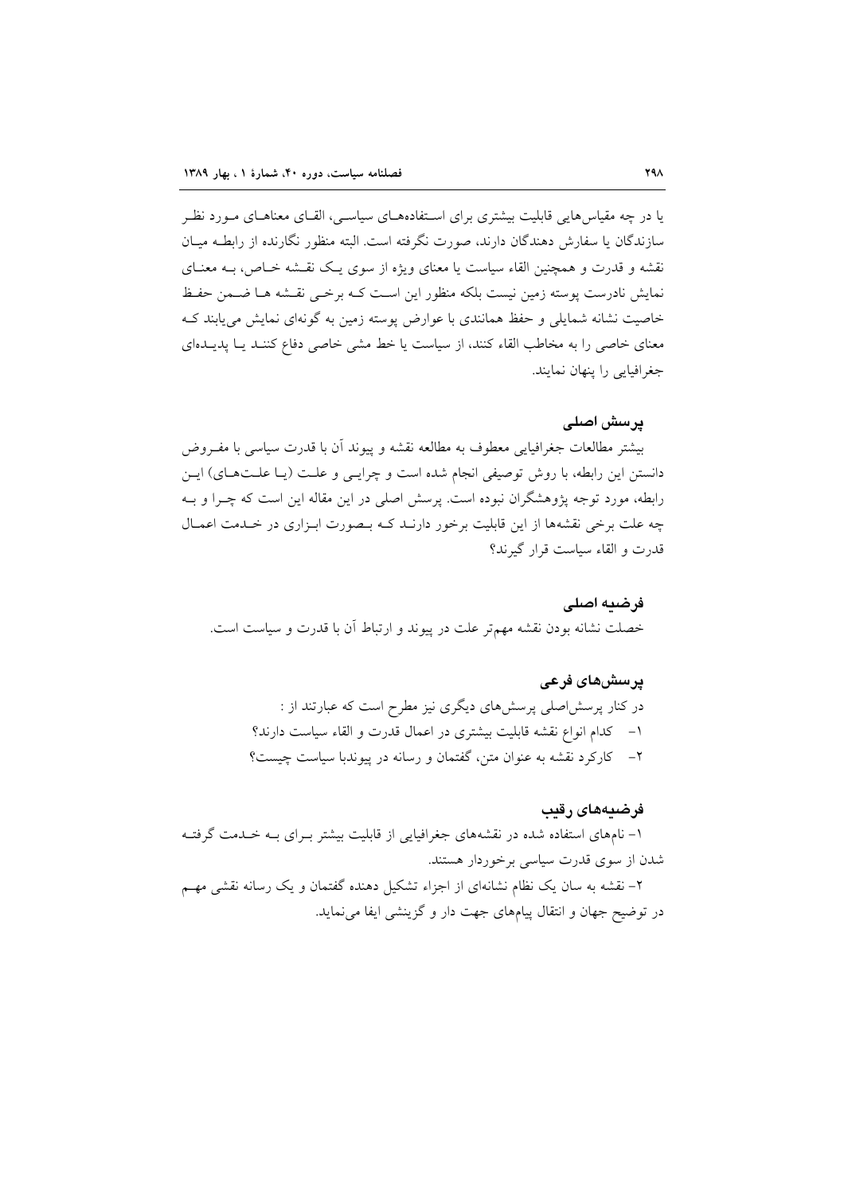یا در چه مقیاس‌هایی قابلیت بیشتری برای استفاده‌های سیاسی، القای معناهای مورد نظر سازندگان یا سفارش دهندگان دارند، صورت نگرفته است. البته منظور نگارنده از رابطه میان نقشه و قدرت و همچنین القاء سیاست یا معنای ویژه از سوی یک نقشه خاص، به معنای نمایش نادرست پوسته زمین نیست بلکه منظور این است که برخی نقشه ها ضمن حفظ خاصیت نشانه شمایلی و حفظ همانندی با عوارض پوسته زمین به گونه‌ای نمایش می‌یابند که معنای خاصی را به مخاطب القاء کنند، از سیاست یا خط مشی خاصی دفاع کنند یا پدیده‌ای جغرافیایی را پنهان نمایند.

## پرسش اصلی

بیشتر مطالعات جغرافیایی معطوف به مطالعه نقشه و پیوند آن با قدرت سیاسی با مفروض دانستن این رابطه، با روش توصیفی انجام شده است و چرایی و علت (یا علت‌های) این رابطه، مورد توجه پژوهشگران نبوده است. پرسش اصلی در این مقاله این است که چرا و به چه علت برخی نقشه‌ها از این قابلیت برخور دارند که بصورت ابزاری در خدمت اعمال قدرت و القاء سیاست قرار گیرند؟

## فرضیه اصلی

خصلت نشانه بودن نقشه مهم‌تر علت در پیوند و ارتباط آن با قدرت و سیاست است.

## پرسش‌های فرعی

در کنار پرسش‌اصلی پرسش‌های دیگری نیز مطرح است که عبارتند از :

۱- کدام انواع نقشه قابلیت بیشتری در اعمال قدرت و القاء سیاست دارند؟

۲- کارکرد نقشه به عنوان متن، گفتمان و رسانه در پیوندبا سیاست چیست؟

## فرضیه‌های رقیب

۱- نام‌های استفاده شده در نقشه‌های جغرافیایی از قابلیت بیشتر برای به خدمت گرفته شدن از سوی قدرت سیاسی برخوردار هستند.

۲- نقشه به سان یک نظام نشانه‌ای از اجزاء تشکیل دهنده گفتمان و یک رسانه نقشی مهم در توضیح جهان و انتقال پیام‌های جهت دار و گزینشی ایفا می‌نماید.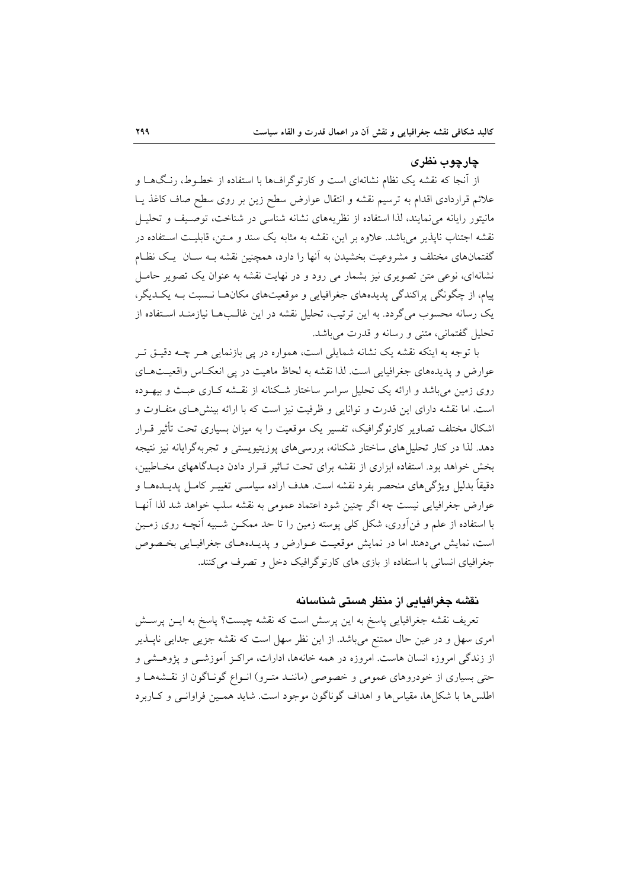## چارچوب نظری

از آنجا که نقشه یک نظام نشانه‌ای است و کارتوگراف‌ها با استفاده از خطـوط، رنـگ‌هـا و علائم قراردادی اقدام به ترسیم نقشه و انتقال عوارض سطح زمین بر روی سطح صاف کاغذ یـا مانیتور رایانه می‌نمایند، لذا استفاده از نظریه‌های نشانه شناسی در شناخت، توصـیف و تحلیـل نقشه اجتناب ناپذیر می‌باشد. علاوه بر این، نقشه به مثابه یک سند و مـتن، قابلیـت اسـتفاده در گفتمان‌های مختلف و مشروعیت بخشیدن به آنها را دارد، همچنین نقشه بـه سـان یـک نظـام نشانه‌ای، نوعی متن تصویری نیز بشمار می رود و در نهایت نقشه به عنوان یک تصویر حامـل پیام، از چگونگی پراکندگی پدیده‌های جغرافیایی و موقعیت‌های مکان‌هـا نـسبت بـه یکـدیگر، یک رسانه محسوب می‌گردد. به این ترتیب، تحلیل نقشه در این غالـب‌هـا نیازمنـد اسـتفاده از تحلیل گفتمانی، متنی و رسانه و قدرت می‌باشد.

با توجه به اینکه نقشه یک نشانه شمایلی است، همواره در پی بازنمایی هـر چـه دقیـق تـر عوارض و پدیده‌های جغرافیایی است. لذا نقشه به لحاظ ماهیت در پی انعکـاس واقعیـت‌هـای روی زمین می‌باشد و ارائه یک تحلیل سراسر ساختار شـکنانه از نقـشه کـاری عبـث و بیهـوده است. اما نقشه دارای این قدرت و توانایی و ظرفیت نیز است که با ارائه بینش‌هـای متفـاوت و اشکال مختلف تصاویر کارتوگرافیک، تفسیر یک موقعیت را به میزان بسیاری تحت تأثیر قـرار دهد. لذا در کنار تحلیل‌های ساختار شکنانه، بررسی‌های پوزیتیویستی و تجربه‌گرایانه نیز نتیجه بخش خواهد بود. استفاده ابزاری از نقشه برای تحت تـاثیر قـرار دادن دیـدگاههای مخـاطبین، دقیقاً بدلیل ویژگی‌های منحصر بفرد نقشه است. هدف اراده سیاسـی تغییـر کامـل پدیـده‌هـا و عوارض جغرافیایی نیست چه اگر چنین شود اعتماد عمومی به نقشه سلب خواهد شد لذا آنهـا با استفاده از علم و فن‌آوری، شکل کلی پوسته زمین را تا حد ممکـن شـبیه آنچـه روی زمـین است، نمایش می‌دهند اما در نمایش موقعیـت عـوارض و پدیـده‌هـای جغرافیـایی بخـصوص جغرافیای انسانی با استفاده از بازی های کارتوگرافیک دخل و تصرف می‌کنند.

## نقشه جغرافیایی از منظر هستی شناسانه

تعریف نقشه جغرافیایی پاسخ به این پرسش است که نقشه چیست؟ پاسخ به ایـن پرسـش امری سهل و در عین حال ممتنع می‌باشد. از این نظر سهل است که نقشه جزیی جدایی ناپـذیر از زندگی امروزه انسان هاست. امروزه در همه خانه‌ها، ادارات، مراکـز آموزشـی و پژوهـشی و حتی بسیاری از خودروهای عمومی و خصوصی (ماننـد متـرو) انـواع گونـاگون از نقـشه‌هـا و اطلس‌ها با شکل‌ها، مقیاس‌ها و اهداف گوناگون موجود است. شاید همـین فراوانـی و کـاربرد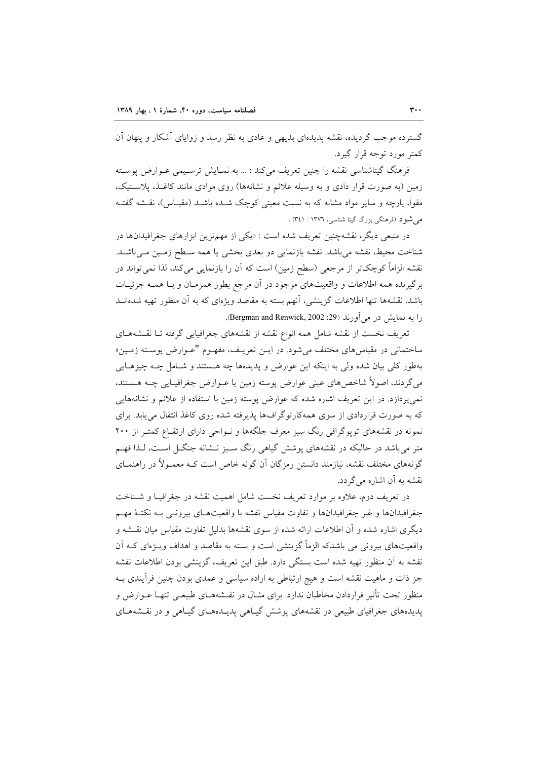گسترده موجب گردیده، نقشه پدیده‌ای بدیهی و عادی به نظر رسد و زوایای آشکار و پنهان آن کمتر مورد توجه قرار گیرد.

فرهنگ گیتاشناسی نقشه را چنین تعریف می‌کند : ... به نمـایش ترسـیمی عـوارض پوسـته زمین (به صورت قرار دادی و به وسیله علائم و نشانه‌ها) روی موادی مانند کاغـذ، پلاسـتیک، مقوا، پارچه و سایر مواد مشابه که به نسبت معینی کوچک شـده باشـد (مقیـاس)، نقـشه گفتـه می‌شود (فرهنگی بزرگ گیتا شناسی، ۱۳۷٦ : ۳٤۱) .

در منبعی دیگر، نقشه‌چنین تعریف شده است : «یکی از مهم‌ترین ابزارهای جغرافیدان‌ها در شناخت محیط، نقشه می‌باشد. نقشه بازنمایی دو بعدی بخشی یا همه سـطح زمـین مـی‌باشـد. نقشه الزاماً کوچک‌تر از مرجعی (سطح زمین) است که آن را بازنمایی می‌کند، لذا نمی‌تواند در برگیرنده همه اطلاعات و واقعیت‌های موجود در آن مرجع بطور همزمـان و بـا همـه جزئیـات باشد. نقشه‌ها تنها اطلاعات گزینشی، آنهم بسته به مقاصد ویژه‌ای که به آن منظور تهیه شده‌انـد را به نمایش در می‌آورند (Bergman and Renwick, 2002 :29).

تعریف نخست از نقشه شامل همه انواع نقشه از نقشه‌های جغرافیایی گرفته تـا نقـشه‌هـای ساختمانی در مقیاس‌های مختلف می‌شود. در ایـن تعریـف، مفهـوم "عـوارض پوسـته زمـین» بطور کلی بیان شده ولی به اینکه این عوارض و پدیده‌ها چه هـستند و شـامل چـه چیزهـایی می‌گردند، اصولاً شاخص‌های عینی عوارض پوسته زمین یا عـوارض جغرافیـایی چـه هـستند، نمی‌پردازد. در این تعریف اشاره شده که عوارض پوسته زمین با استفاده از علائم و نشانه‌هایی که به صورت قراردادی از سوی همه‌کارتوگراف‌ها پذیرفته شده روی کاغذ انتقال می‌یابد. برای نمونه در نقشه‌های توپوگرافی رنگ سبز معرف جلگه‌ها و نـواحی دارای ارتفـاع کمتـر از ۲۰۰ متر می‌باشد در حالیکه در نقشه‌های پوشش گیاهی رنگ سـبز نـشانه جنگـل اسـت، لـذا فهـم گونه‌های مختلف نقشه، نیازمند دانستن رمزگان آن گونه خاص است کـه معمـولاً در راهنمـای نقشه به آن اشاره می‌گردد.

در تعریف دوم، علاوه بر موارد تعریف نخست شامل اهمیت نقشه در جغرافیـا و شـناخت جغرافیدان‌ها و غیر جغرافیدان‌ها و تفاوت مقیاس نقشه با واقعیت‌هـای بیرونـی بـه نکتـهٔ مهـم دیگری اشاره شده و آن اطلاعات ارائه شده از سوی نقشه‌ها بدلیل تفاوت مقیاس میان نقـشه و واقعیت‌های بیرونی می باشدکه الزماً گزینشی است و بسته به مقاصد و اهداف ویـژه‌ای کـه آن نقشه به آن منظور تهیه شده است بستگی دارد. طبق این تعریف، گزینشی بودن اطلاعات نقشه جز ذات و ماهیت نقشه است و هیچ ارتباطی به اراده سیاسی و عمدی بودن چنین فرآیندی بـه منظور تحت تأثیر قراردادن مخاطبان ندارد. برای مثـال در نقـشه‌هـای طبیعـی تنهـا عـوارض و پدیده‌های جغرافیای طبیعی در نقشه‌های پوشش گیـاهی پدیـده‌هـای گیـاهی و در نقـشه‌هـای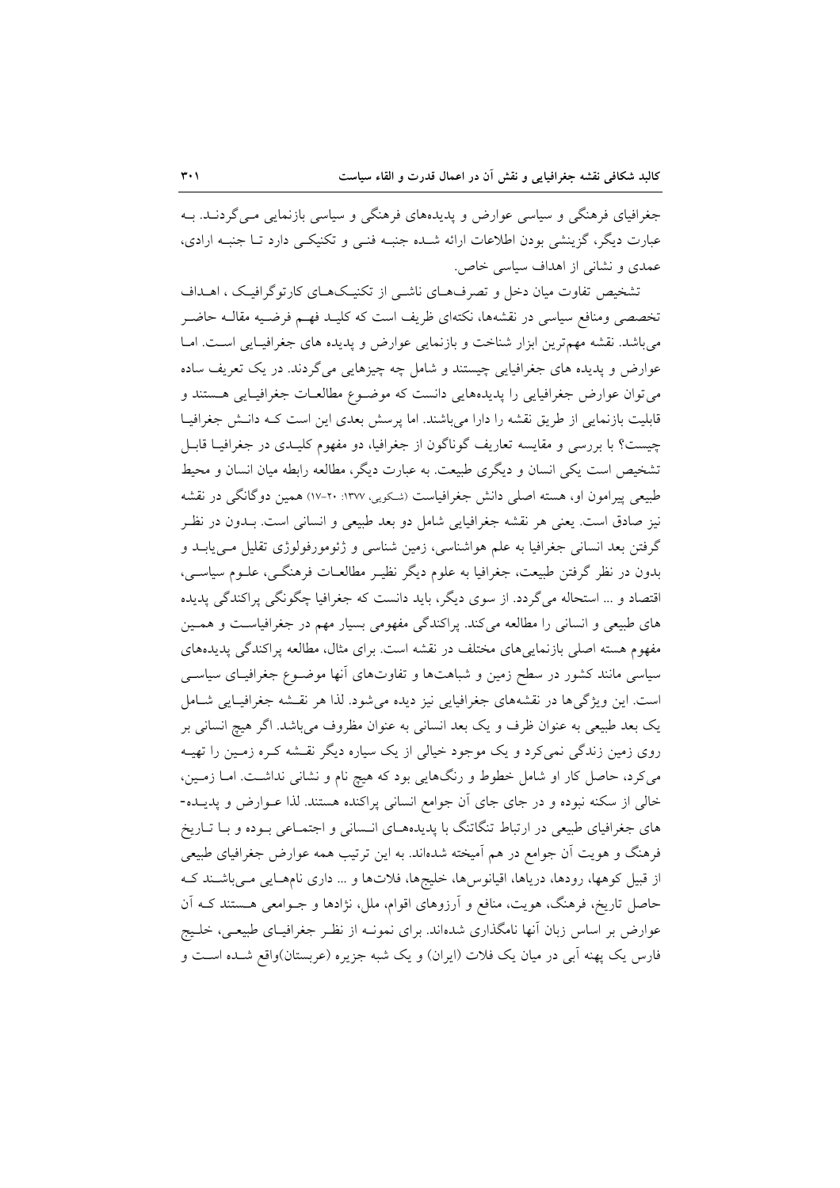جغرافیای فرهنگی و سیاسی عوارض و پدیده‌های فرهنگی و سیاسی بازنمایی می‌گردند. به عبارت دیگر، گزینشی بودن اطلاعات ارائه شده جنبه فنی و تکنیکی دارد تا جنبه ارادی، عمدی و نشانی از اهداف سیاسی خاص.

تشخیص تفاوت میان دخل و تصرف‌های ناشی از تکنیک‌های کارتوگرافیک ، اهداف تخصصی ومنافع سیاسی در نقشه‌ها، نکته‌ای ظریف است که کلید فهم فرضیه مقاله حاضر می‌باشد. نقشه مهم‌ترین ابزار شناخت و بازنمایی عوارض و پدیده های جغرافیایی است. اما عوارض و پدیده های جغرافیایی چیستند و شامل چه چیزهایی می‌گردند. در یک تعریف ساده می‌توان عوارض جغرافیایی را پدیده‌هایی دانست که موضوع مطالعات جغرافیایی هستند و قابلیت بازنمایی از طریق نقشه را دارا می‌باشند. اما پرسش بعدی این است که دانش جغرافیا چیست؟ با بررسی و مقایسه تعاریف گوناگون از جغرافیا، دو مفهوم کلیدی در جغرافیا قابل تشخیص است یکی انسان و دیگری طبیعت. به عبارت دیگر، مطالعه رابطه میان انسان و محیط طبیعی پیرامون او، هسته اصلی دانش جغرافیاست (شکویی، ۱۳۷۷: ۲۰-۱۷) همین دوگانگی در نقشه نیز صادق است. یعنی هر نقشه جغرافیایی شامل دو بعد طبیعی و انسانی است. بدون در نظر گرفتن بعد انسانی جغرافیا به علم هواشناسی، زمین شناسی و ژئومورفولوژی تقلیل می‌یابد و بدون در نظر گرفتن طبیعت، جغرافیا به علوم دیگر نظیر مطالعات فرهنگی، علوم سیاسی، اقتصاد و ... استحاله می‌گردد. از سوی دیگر، باید دانست که جغرافیا چگونگی پراکندگی پدیده های طبیعی و انسانی را مطالعه می‌کند. پراکندگی مفهومی بسیار مهم در جغرافیاست و همین مفهوم هسته اصلی بازنمایی‌های مختلف در نقشه است. برای مثال، مطالعه پراکندگی پدیده‌های سیاسی مانند کشور در سطح زمین و شباهت‌ها و تفاوت‌های آنها موضوع جغرافیای سیاسی است. این ویژگی‌ها در نقشه‌های جغرافیایی نیز دیده می‌شود. لذا هر نقشه جغرافیایی شامل یک بعد طبیعی به عنوان ظرف و یک بعد انسانی به عنوان مظروف می‌باشد. اگر هیچ انسانی بر روی زمین زندگی نمی‌کرد و یک موجود خیالی از یک سیاره دیگر نقشه کره زمین را تهیه می‌کرد، حاصل کار او شامل خطوط و رنگ‌هایی بود که هیچ نام و نشانی نداشت. اما زمین، خالی از سکنه نبوده و در جای جای آن جوامع انسانی پراکنده هستند. لذا عوارض و پدیده‌های جغرافیای طبیعی در ارتباط تنگاتنگ با پدیده‌های انسانی و اجتماعی بوده و با تاریخ فرهنگ و هویت آن جوامع در هم آمیخته شده‌اند. به این ترتیب همه عوارض جغرافیای طبیعی از قبیل کوهها، رودها، دریاها، اقیانوس‌ها، خلیج‌ها، فلات‌ها و ... داری نام‌هایی می‌باشند که حاصل تاریخ، فرهنگ، هویت، منافع و آرزوهای اقوام، ملل، نژادها و جوامعی هستند که آن عوارض بر اساس زبان آنها نامگذاری شده‌اند. برای نمونه از نظر جغرافیای طبیعی، خلیج فارس یک پهنه آبی در میان یک فلات (ایران) و یک شبه جزیره (عربستان)واقع شده است و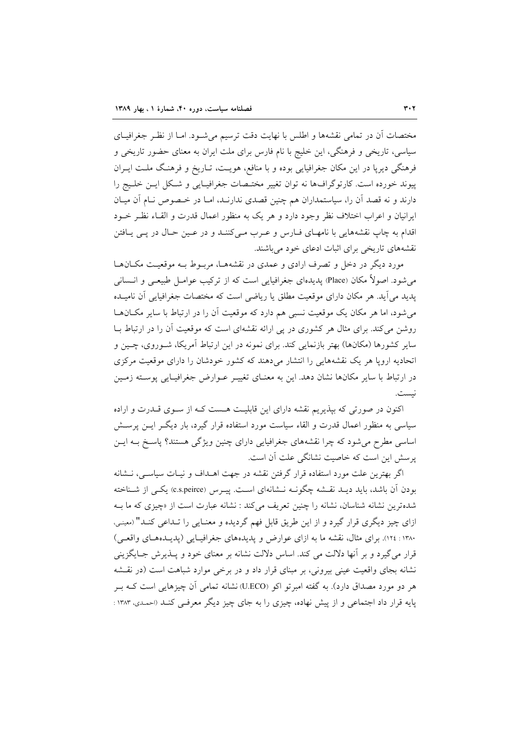مختصات آن در تمامی نقشه‌ها و اطلس با نهایت دقت ترسیم می‌شـود. امـا از نظـر جغرافیـای سیاسی، تاریخی و فرهنگی، این خلیج با نام فارس برای ملت ایران به معنای حضور تاریخی و فرهنگی دیرپا در این مکان جغرافیایی بوده و با منافع، هویـت، تـاریخ و فرهنـگ ملـت ایـران پیوند خورده است. کارتوگراف‌ها نه توان تغییر مختـصات جغرافیـایی و شـکل ایـن خلـیج را دارند و نه قصد آن را، سیاستمداران هم چنین قصدی ندارنـد، امـا در خـصوص نـام آن میـان ایرانیان و اعراب اختلاف نظر وجود دارد و هر یک به منظور اعمال قدرت و القـاء نظـر خـود اقدام به چاپ نقشه‌هایی با نامهـای فـارس و عـرب مـی‌کننـد و در عـین حـال در پـی یـافتن نقشه‌های تاریخی برای اثبات ادعای خود می‌باشند.

مورد دیگر در دخل و تصرف ارادی و عمدی در نقشه‌هـا، مربـوط بـه موقعیـت مکـان‌هـا می‌شود. اصولاً مکان (Place) پدیده‌ای جغرافیایی است که از ترکیب عوامـل طبیعـی و انـسانی پدید می‌آید. هر مکان دارای موقعیت مطلق یا ریاضی است که مختصات جغرافیایی آن نامیـده می‌شود، اما هر مکان یک موقعیت نسبی هم دارد که موقعیت آن را در ارتباط با سایر مکـان‌هـا روشن می‌کند. برای مثال هر کشوری در پی ارائه نقشه‌ای است که موقعیت آن را در ارتباط بـا سایر کشورها (مکان‌ها) بهتر بازنمایی کند. برای نمونه در این ارتباط آمریکا، شـوروی، چـین و اتحادیه اروپا هر یک نقشه‌هایی را انتشار می‌دهند که کشور خودشان را دارای موقعیت مرکزی در ارتباط با سایر مکان‌ها نشان دهد. این به معنـای تغییـر عـوارض جغرافیـایی پوسـته زمـین نیست.

اکنون در صورتی که بپذیریم نقشه دارای این قابلیـت هـست کـه از سـوی قـدرت و اراده سیاسی به منظور اعمال قدرت و القاء سیاست مورد استفاده قرار گیرد، بار دیگـر ایـن پرسـش اساسی مطرح می‌شود که چرا نقشه‌های جغرافیایی دارای چنین ویژگی هستند؟ پاسـخ بـه ایـن پرسش این است که خاصیت نشانگی علت آن است.

اگر بهترین علت مورد استفاده قرار گرفتن نقشه در جهت اهـداف و نیـات سیاسـی، نـشانه بودن آن باشد، باید دیـد نقـشه چگونـه نـشانه‌ای اسـت. پیـرس (c.s.peirce) یکـی از شـناخته شده‌ترین نشانه شناسان، نشانه را چنین تعریف می‌کند : نشانه عبارت است از «چیزی که ما بـه ازای چیز دیگری قرار گیرد و از این طریق قابل فهم گردیده و معنـایی را تـداعی کنـد" (معینی، ۱۳۸۰ : ۱۲٤). برای مثال، نقشه ما به ازای عوارض و پدیده‌های جغرافیـایی (پدیـده‌هـای واقعـی) قرار می‌گیرد و بر آنها دلالت می کند. اساس دلالت نشانه بر معنای خود و پـذیرش جـایگزینی نشانه بجای واقعیت عینی بیرونی، بر مبنای قرار داد و در برخی موارد شباهت است (در نقـشه هر دو مورد مصداق دارد). به گفته امبرتو اکو (U.ECO) نشانه تمامی آن چیزهایی است کـه بـر پایه قرار داد اجتماعی و از پیش نهاده، چیزی را به جای چیز دیگر معرفـی کنـد (احمـدی، ۱۳۸۳ :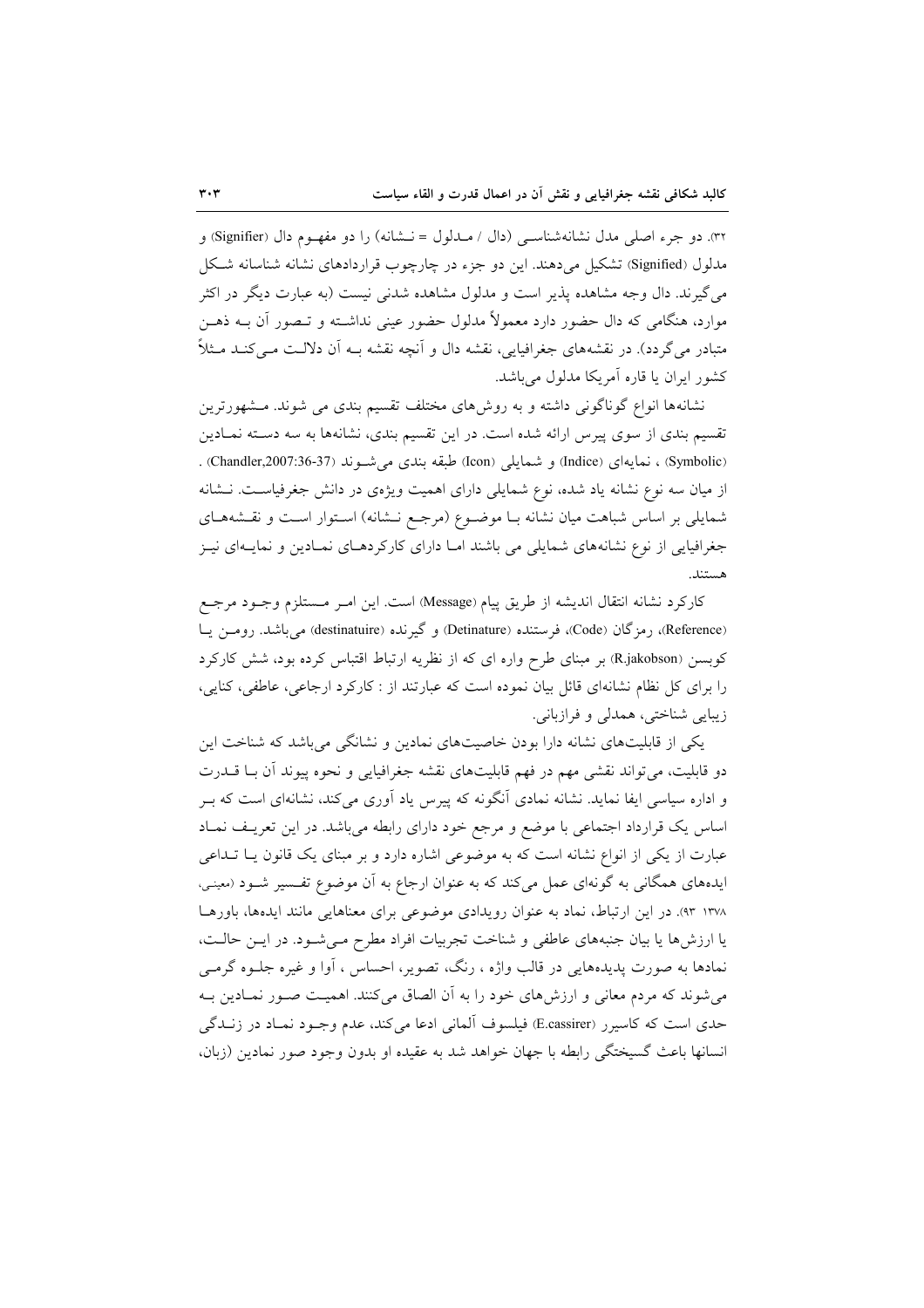۳۲). دو جزء اصلی مدل نشانه‌شناسـی (دال / مـدلول = نـشانه) را دو مفهـوم دال (Signifier) و مدلول (Signified) تشکیل می‌دهند. این دو جزء در چارچوب قراردادهای نشانه شناسانه شـکل می‌گیرند. دال وجه مشاهده پذیر است و مدلول مشاهده شدنی نیست (به عبارت دیگر در اکثر موارد، هنگامی که دال حضور دارد معمولاً مدلول حضور عینی نداشـته و تـصور آن بـه ذهـن متبادر می‌گردد). در نقشه‌های جغرافیایی، نقشه دال و آنچه نقشه بـه آن دلالـت مـی‌کنـد مـثلاً کشور ایران یا قاره آمریکا مدلول می‌باشد.

نشانه‌ها انواع گوناگونی داشته و به روش‌های مختلف تقسیم بندی می شوند. مـشهورترین تقسیم بندی از سوی پیرس ارائه شده است. در این تقسیم بندی، نشانه‌ها به سه دسـته نمـادین (Symbolic) ، نمایه‌ای (Indice) و شمایلی (Icon) طبقه بندی می‌شـوند (Chandler,2007:36-37) . از میان سه نوع نشانه یاد شده، نوع شمایلی دارای اهمیت ویژه‌ی در دانش جغرفیاسـت. نـشانه شمایلی بر اساس شباهت میان نشانه بـا موضـوع (مرجـع نـشانه) اسـتوار اسـت و نقـشه‌هـای جغرافیایی از نوع نشانه‌های شمایلی می باشند امـا دارای کارکردهـای نمـادین و نمایـه‌ای نیـز هستند.

کارکرد نشانه انتقال اندیشه از طریق پیام (Message) است. این امـر مـستلزم وجـود مرجـع (Reference)، رمزگان (Code)، فرستنده (Detinature) و گیرنده (destinatuire) می‌باشد. رومـن یـا کوبسن (R.jakobson) بر مبنای طرح واره ای که از نظریه ارتباط اقتباس کرده بود، شش کارکرد را برای کل نظام نشانه‌ای قائل بیان نموده است که عبارتند از : کارکرد ارجاعی، عاطفی، کنایی، زیبایی شناختی، همدلی و فرازبانی.

یکی از قابلیت‌های نشانه دارا بودن خاصیت‌های نمادین و نشانگی می‌باشد که شناخت این دو قابلیت، می‌تواند نقشی مهم در فهم قابلیت‌های نقشه جغرافیایی و نحوه پیوند آن بـا قـدرت و اداره سیاسی ایفا نماید. نشانه نمادی آنگونه که پیرس یاد آوری می‌کند، نشانه‌ای است که بـر اساس یک قرارداد اجتماعی با موضع و مرجع خود دارای رابطه می‌باشد. در این تعریـف نمـاد عبارت از یکی از انواع نشانه است که به موضوعی اشاره دارد و بر مبنای یک قانون یـا تـداعی ایده‌های همگانی به گونه‌ای عمل می‌کند که به عنوان ارجاع به آن موضوع تفـسیر شـود (معینی، ۱۳۷۸: ۹۳). در این ارتباط، نماد به عنوان رویدادی موضوعی برای معناهایی مانند ایده‌ها، باورهـا یا ارزش‌ها یا بیان جنبه‌های عاطفی و شناخت تجربیات افراد مطرح مـی‌شـود. در ایـن حالـت، نمادها به صورت پدیده‌هایی در قالب واژه ، رنگ، تصویر، احساس ، آوا و غیره جلـوه گرمـی می‌شوند که مردم معانی و ارزش‌های خود را به آن الصاق می‌کنند. اهمیـت صـور نمـادین بـه حدی است که کاسیرر (E.cassirer) فیلسوف آلمانی ادعا می‌کند، عدم وجـود نمـاد در زنـدگی انسانها باعث گسیختگی رابطه با جهان خواهد شد به عقیده او بدون وجود صور نمادین (زبان،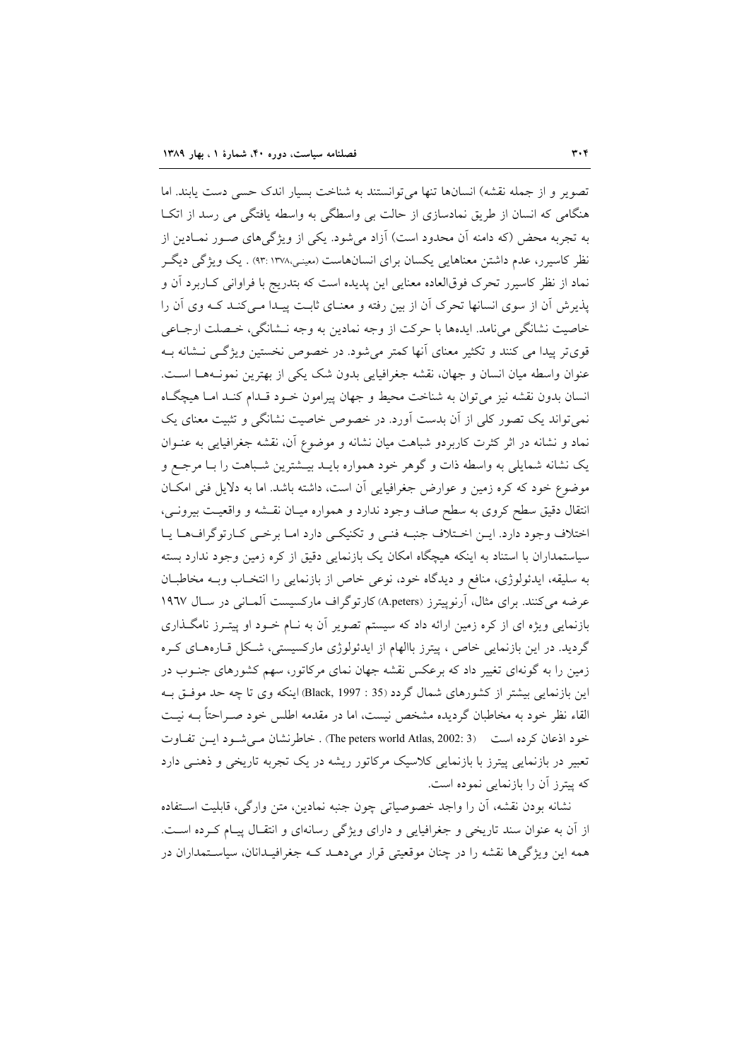تصویر و از جمله نقشه) انسان‌ها تنها می‌توانستند به شناخت بسیار اندک حسی دست یابند. اما هنگامی که انسان از طریق نمادسازی از حالت بی واسطگی به واسطه یافتگی می رسد از اتکا به تجربه محض (که دامنه آن محدود است) آزاد می‌شود. یکی از ویژگی‌های صور نمادین از نظر کاسیرر، عدم داشتن معناهایی یکسان برای انسان‌هاست (معینی،۱۳۷۸ :۹۳) . یک ویژگی دیگر نماد از نظر کاسیرر تحرک فوق‌العاده معنایی این پدیده است که بتدریج با فراوانی کاربرد آن و پذیرش آن از سوی انسانها تحرک آن از بین رفته و معنای ثابت پیدا می‌کند که وی آن را خاصیت نشانگی می‌نامد. ایده‌ها با حرکت از وجه نمادین به وجه نشانگی، خصلت ارجاعی قوی‌تر پیدا می کنند و تکثیر معنای آنها کمتر می‌شود. در خصوص نخستین ویژگی نشانه به عنوان واسطه میان انسان و جهان، نقشه جغرافیایی بدون شک یکی از بهترین نمونه‌ها است. انسان بدون نقشه نیز می‌توان به شناخت محیط و جهان پیرامون خود قدام کند اما هیچگاه نمی‌تواند یک تصور کلی از آن بدست آورد. در خصوص خاصیت نشانگی و تثبیت معنای یک نماد و نشانه در اثر کثرت کاربردو شباهت میان نشانه و موضوع آن، نقشه جغرافیایی به عنوان یک نشانه شمایلی به واسطه ذات و گوهر خود همواره باید بیشترین شباهت را با مرجع و موضوع خود که کره زمین و عوارض جغرافیایی آن است، داشته باشد. اما به دلایل فنی امکان انتقال دقیق سطح کروی به سطح صاف وجود ندارد و همواره میان نقشه و واقعیت بیرونی، اختلاف وجود دارد. این اختلاف جنبه فنی و تکنیکی دارد اما برخی کارتوگراف‌ها یا سیاستمداران با استناد به اینکه هیچگاه امکان یک بازنمایی دقیق از کره زمین وجود ندارد بسته به سلیقه، ایدئولوژی، منافع و دیدگاه خود، نوعی خاص از بازنمایی را انتخاب وبه مخاطبان عرضه می‌کنند. برای مثال، آرنوپیترز (A.peters) کارتوگراف مارکسیست آلمانی در سال ۱۹٦۷ بازنمایی ویژه ای از کره زمین ارائه داد که سیستم تصویر آن به نام خود او پیترز نامگذاری گردید. در این بازنمایی خاص ، پیترز باالهام از ایدئولوژی مارکسیستی، شکل قاره‌های کره زمین را به گونه‌ای تغییر داد که برعکس نقشه جهان نمای مرکاتور، سهم کشورهای جنوب در این بازنمایی بیشتر از کشورهای شمال گردد (Black, 1997 : 35) اینکه وی تا چه حد موفق به القاء نظر خود به مخاطبان گردیده مشخص نیست، اما در مقدمه اطلس خود صراحتاً به نیت خود اذعان کرده است (The peters world Atlas, 2002: 3) . خاطرنشان می‌شود این تفاوت تعبیر در بازنمایی پیترز با بازنمایی کلاسیک مرکاتور ریشه در یک تجربه تاریخی و ذهنی دارد که پیترز آن را بازنمایی نموده است.

نشانه بودن نقشه، آن را واجد خصوصیاتی چون جنبه نمادین، متن وارگی، قابلیت استفاده از آن به عنوان سند تاریخی و جغرافیایی و دارای ویژگی رسانه‌ای و انتقال پیام کرده است. همه این ویژگی‌ها نقشه را در چنان موقعیتی قرار می‌دهد که جغرافیدانان، سیاستمداران در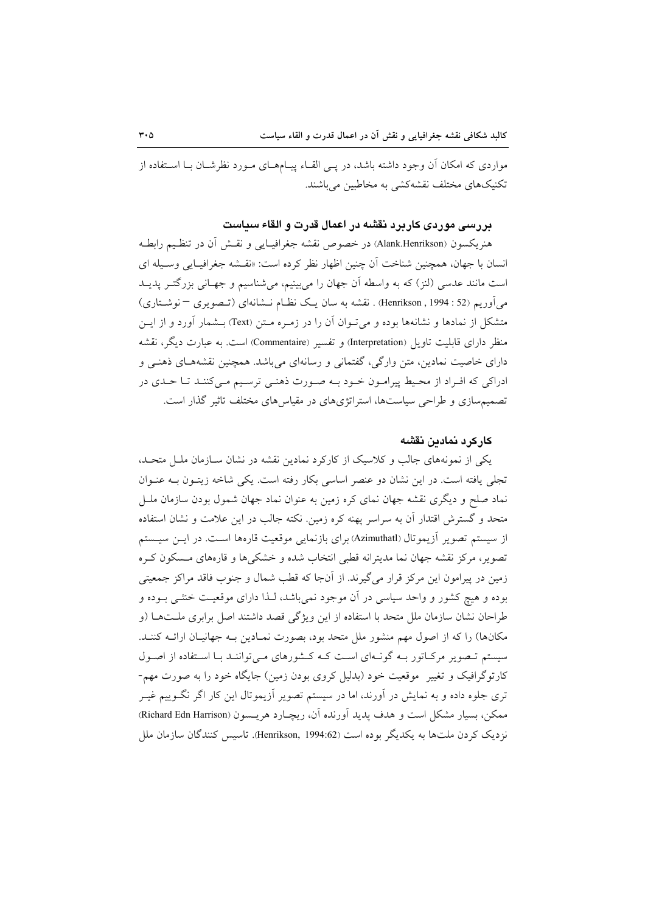مواردی که امکان آن وجود داشته باشد، در پی القاء پیام‌های مورد نظرشان با استفاده از تکنیک‌های مختلف نقشه‌کشی به مخاطبین می‌باشند.

## بررسی موردی کاربرد نقشه در اعمال قدرت و القاء سیاست

هنریکسون (Alank.Henrikson) در خصوص نقشه جغرافیایی و نقش آن در تنظیم رابطه انسان با جهان، همچنین شناخت آن چنین اظهار نظر کرده است: «نقشه جغرافیایی وسیله ای است مانند عدسی (لنز) که به واسطه آن جهان را می‌بینیم، می‌شناسیم و جهانی بزرگتر پدید می‌آوریم (Henrikson , 1994 : 52) . نقشه به سان یک نظام نشانه‌ای (تصویری – نوشتاری) متشکل از نمادها و نشانه‌ها بوده و می‌توان آن را در زمره متن (Text) بشمار آورد و از این منظر دارای قابلیت تاویل (Interpretation) و تفسیر (Commentaire) است. به عبارت دیگر، نقشه دارای خاصیت نمادین، متن وارگی، گفتمانی و رسانه‌ای می‌باشد. همچنین نقشه‌های ذهنی و ادراکی که افراد از محیط پیرامون خود به صورت ذهنی ترسیم می‌کنند تا حدی در تصمیم‌سازی و طراحی سیاست‌ها، استراتژی‌های در مقیاس‌های مختلف تاثیر گذار است.

### کارکرد نمادین نقشه

یکی از نمونه‌های جالب و کلاسیک از کارکرد نمادین نقشه در نشان سازمان ملل متحد، تجلی یافته است. در این نشان دو عنصر اساسی بکار رفته است. یکی شاخه زیتون به عنوان نماد صلح و دیگری نقشه جهان نمای کره زمین به عنوان نماد جهان شمول بودن سازمان ملل متحد و گسترش اقتدار آن به سراسر پهنه کره زمین. نکته جالب در این علامت و نشان استفاده از سیستم تصویر آزیموتال (Azimuthatl) برای بازنمایی موقعیت قاره‌ها است. در این سیستم تصویر، مرکز نقشه جهان نما مدیترانه قطبی انتخاب شده و خشکی‌ها و قاره‌های مسکون کره زمین در پیرامون این مرکز قرار می‌گیرند. از آنجا که قطب شمال و جنوب فاقد مراکز جمعیتی بوده و هیچ کشور و واحد سیاسی در آن موجود نمی‌باشد، لذا دارای موقعیت خنثی بوده و طراحان نشان سازمان ملل متحد با استفاده از این ویژگی قصد داشتند اصل برابری ملت‌ها (و مکان‌ها) را که از اصول مهم منشور ملل متحد بود، بصورت نمادین به جهانیان ارائه کنند. سیستم تصویر مرکاتور به گونه‌ای است که کشورهای می‌توانند با استفاده از اصول کارتوگرافیک و تغییر موقعیت خود (بدلیل کروی بودن زمین) جایگاه خود را به صورت مهم‌تری جلوه داده و به نمایش در آورند، اما در سیستم تصویر آزیموتال این کار اگر نگوییم غیر ممکن، بسیار مشکل است و هدف پدید آورنده آن، ریچارد هریسون (Richard Edn Harrison) نزدیک کردن ملت‌ها به یکدیگر بوده است (Henrikson, 1994:62). تاسیس کنندگان سازمان ملل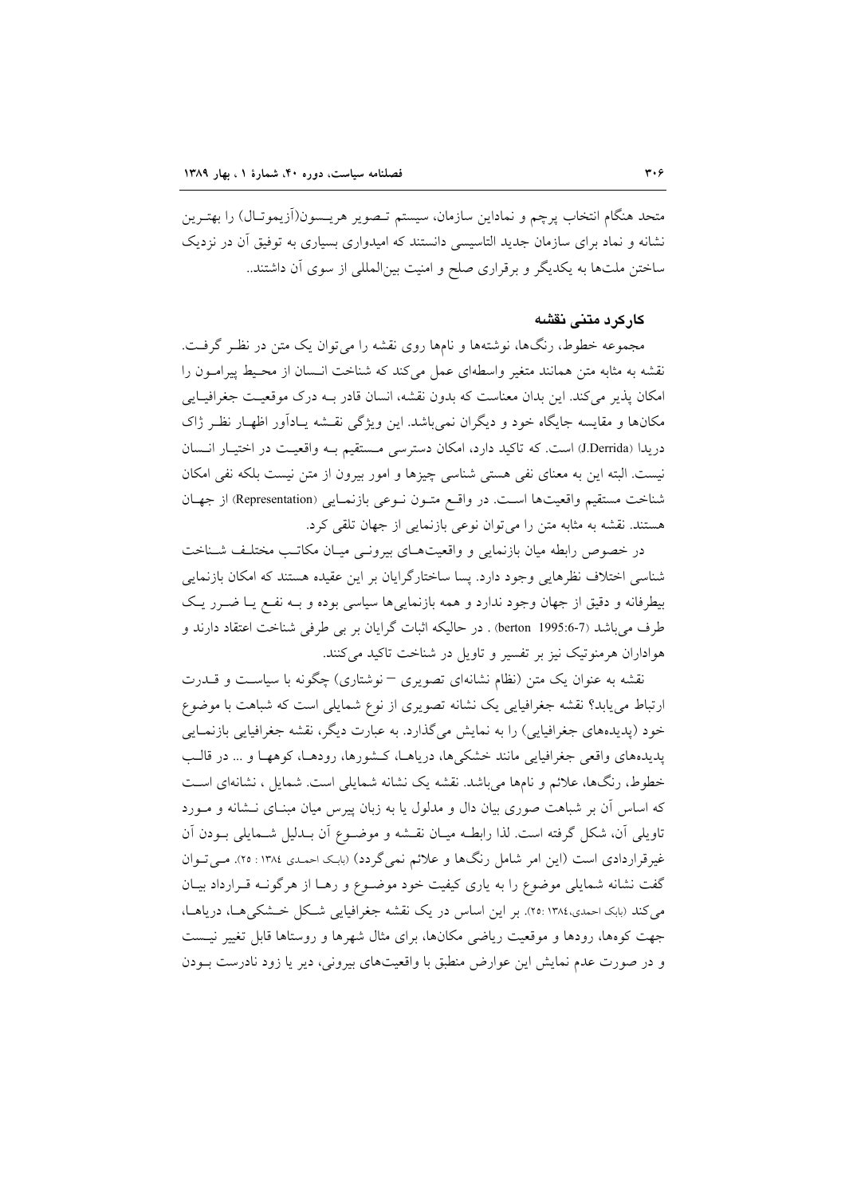متحد هنگام انتخاب پرچم و نماداین سازمان، سیستم تـصویر هریـسون(آزیموتـال) را بهتـرین نشانه و نماد برای سازمان جدید التاسیسی دانستند که امیدواری بسیاری به توفیق آن در نزدیک ساختن ملت‌ها به یکدیگر و برقراری صلح و امنیت بین‌المللی از سوی آن داشتند..

## کارکرد متنی نقشه

مجموعه خطوط، رنگ‌ها، نوشته‌ها و نام‌ها روی نقشه را می‌توان یک متن در نظـر گرفـت. نقشه به مثابه متن همانند متغیر واسطه‌ای عمل می‌کند که شناخت انـسان از محـیط پیرامـون را امکان پذیر می‌کند. این بدان معناست که بدون نقشه، انسان قادر بـه درک موقعیـت جغرافیـایی مکان‌ها و مقایسه جایگاه خود و دیگران نمی‌باشد. این ویژگی نقـشه یـادآور اظهـار نظـر ژاک دریدا (J.Derrida) است. که تاکید دارد، امکان دسترسی مـستقیم بـه واقعیـت در اختیـار انـسان نیست. البته این به معنای نفی هستی شناسی چیزها و امور بیرون از متن نیست بلکه نفی امکان شناخت مستقیم واقعیت‌ها اسـت. در واقـع متـون نـوعی بازنمـایی (Representation) از جهـان هستند. نقشه به مثابه متن را می‌توان نوعی بازنمایی از جهان تلقی کرد.

در خصوص رابطه میان بازنمایی و واقعیت‌هـای بیرونـی میـان مکاتـب مختلـف شـناخت شناسی اختلاف نظرهایی وجود دارد. پسا ساختارگرایان بر این عقیده هستند که امکان بازنمایی بیطرفانه و دقیق از جهان وجود ندارد و همه بازنمایی‌ها سیاسی بوده و بـه نفـع یـا ضـرر یـک طرف می‌باشد (berton 1995:6-7) . در حالیکه اثبات گرایان بر بی طرفی شناخت اعتقاد دارند و هواداران هرمنوتیک نیز بر تفسیر و تاویل در شناخت تاکید می‌کنند.

نقشه به عنوان یک متن (نظام نشانه‌ای تصویری – نوشتاری) چگونه با سیاسـت و قـدرت ارتباط می‌یابد؟ نقشه جغرافیایی یک نشانه تصویری از نوع شمایلی است که شباهت با موضوع خود (پدیده‌های جغرافیایی) را به نمایش می‌گذارد. به عبارت دیگر، نقشه جغرافیایی بازنمـایی پدیده‌های واقعی جغرافیایی مانند خشکی‌ها، دریاهـا، کـشورها، رودهـا، کوههـا و ... در قالـب خطوط، رنگ‌ها، علائم و نام‌ها می‌باشد. نقشه یک نشانه شمایلی است. شمایل ، نشانه‌ای اسـت که اساس آن بر شباهت صوری بیان دال و مدلول یا به زبان پیرس میان مبنـای نـشانه و مـورد تاویلی آن، شکل گرفته است. لذا رابطـه میـان نقـشه و موضـوع آن بـدلیل شـمایلی بـودن آن غیرقراردادی است (این امر شامل رنگ‌ها و علائم نمی‌گردد) (بابک احمدی ۱۳۸٤ : ۲۵). مـی‌تـوان گفت نشانه شمایلی موضوع را به یاری کیفیت خود موضـوع و رهـا از هرگونـه قـرارداد بیـان می‌کند (بابک احمدی،۱۳۸٤ :۲۵). بر این اساس در یک نقشه جغرافیایی شـکل خـشکی‌هـا، دریاهـا، جهت کوه‌ها، رودها و موقعیت ریاضی مکان‌ها، برای مثال شهرها و روستاها قابل تغییر نیـست و در صورت عدم نمایش این عوارض منطبق با واقعیت‌های بیرونی، دیر یا زود نادرست بـودن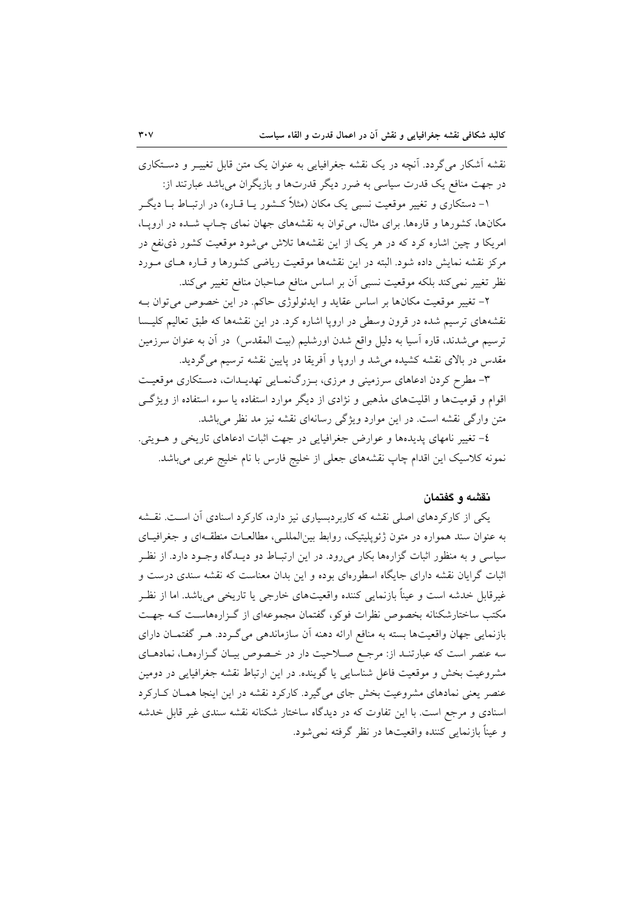نقشه آشکار می‌گردد. آنچه در یک نقشه جغرافیایی به عنوان یک متن قابل تغییر و دستکاری در جهت منافع یک قدرت سیاسی به ضرر دیگر قدرت‌ها و بازیگران می‌باشد عبارتند از:

۱- دستکاری و تغییر موقعیت نسبی یک مکان (مثلاً کشور یا قاره) در ارتباط با دیگر مکان‌ها، کشورها و قاره‌ها. برای مثال، می‌توان به نقشه‌های جهان نمای چاپ شده در اروپا، امریکا و چین اشاره کرد که در هر یک از این نقشه‌ها تلاش می‌شود موقعیت کشور ذی‌نفع در مرکز نقشه نمایش داده شود. البته در این نقشه‌ها موقعیت ریاضی کشورها و قاره های مورد نظر تغییر نمی‌کند بلکه موقعیت نسبی آن بر اساس منافع صاحبان منافع تغییر می‌کند.

۲- تغییر موقعیت مکان‌ها بر اساس عقاید و ایدئولوژی حاکم. در این خصوص می‌توان به نقشه‌های ترسیم شده در قرون وسطی در اروپا اشاره کرد. در این نقشه‌ها که طبق تعالیم کلیسا ترسیم می‌شدند، قاره آسیا به دلیل واقع شدن اورشلیم (بیت المقدس) در آن به عنوان سرزمین مقدس در بالای نقشه کشیده می‌شد و اروپا و آفریقا در پایین نقشه ترسیم می‌گردید.

۳- مطرح کردن ادعاهای سرزمینی و مرزی، بزرگ‌نمایی تهدیدات، دستکاری موقعیت اقوام و قومیت‌ها و اقلیت‌های مذهبی و نژادی از دیگر موارد استفاده یا سوء استفاده از ویژگی متن وارگی نقشه است. در این موارد ویژگی رسانه‌ای نقشه نیز مد نظر می‌باشد.

٤- تغییر نامهای پدیده‌ها و عوارض جغرافیایی در جهت اثبات ادعاهای تاریخی و هویتی. نمونه کلاسیک این اقدام چاپ نقشه‌های جعلی از خلیج فارس با نام خلیج عربی می‌باشد.

## نقشه و گفتمان

یکی از کارکردهای اصلی نقشه که کاربردبسیاری نیز دارد، کارکرد اسنادی آن است. نقشه به عنوان سند همواره در متون ژئوپلیتیک، روابط بین‌المللی، مطالعات منطقه‌ای و جغرافیای سیاسی و به منظور اثبات گزاره‌ها بکار می‌رود. در این ارتباط دو دیدگاه وجود دارد. از نظر اثبات گرایان نقشه دارای جایگاه اسطوره‌ای بوده و این بدان معناست که نقشه سندی درست و غیرقابل خدشه است و عیناً بازنمایی کننده واقعیت‌های خارجی یا تاریخی می‌باشد. اما از نظر مکتب ساختارشکنانه بخصوص نظرات فوکو، گفتمان مجموعه‌ای از گزاره‌هاست که جهت بازنمایی جهان واقعیت‌ها بسته به منافع ارائه دهنده آن سازماندهی می‌گردد. هر گفتمان دارای سه عنصر است که عبارتند از: مرجع صلاحیت دار در خصوص بیان گزاره‌ها، نمادهای مشروعیت بخش و موقعیت فاعل شناسایی یا گوینده. در این ارتباط نقشه جغرافیایی در دومین عنصر یعنی نمادهای مشروعیت بخش جای می‌گیرد. کارکرد نقشه در این اینجا همان کارکرد اسنادی و مرجع است. با این تفاوت که در دیدگاه ساختار شکنانه نقشه سندی غیر قابل خدشه و عیناً بازنمایی کننده واقعیت‌ها در نظر گرفته نمی‌شود.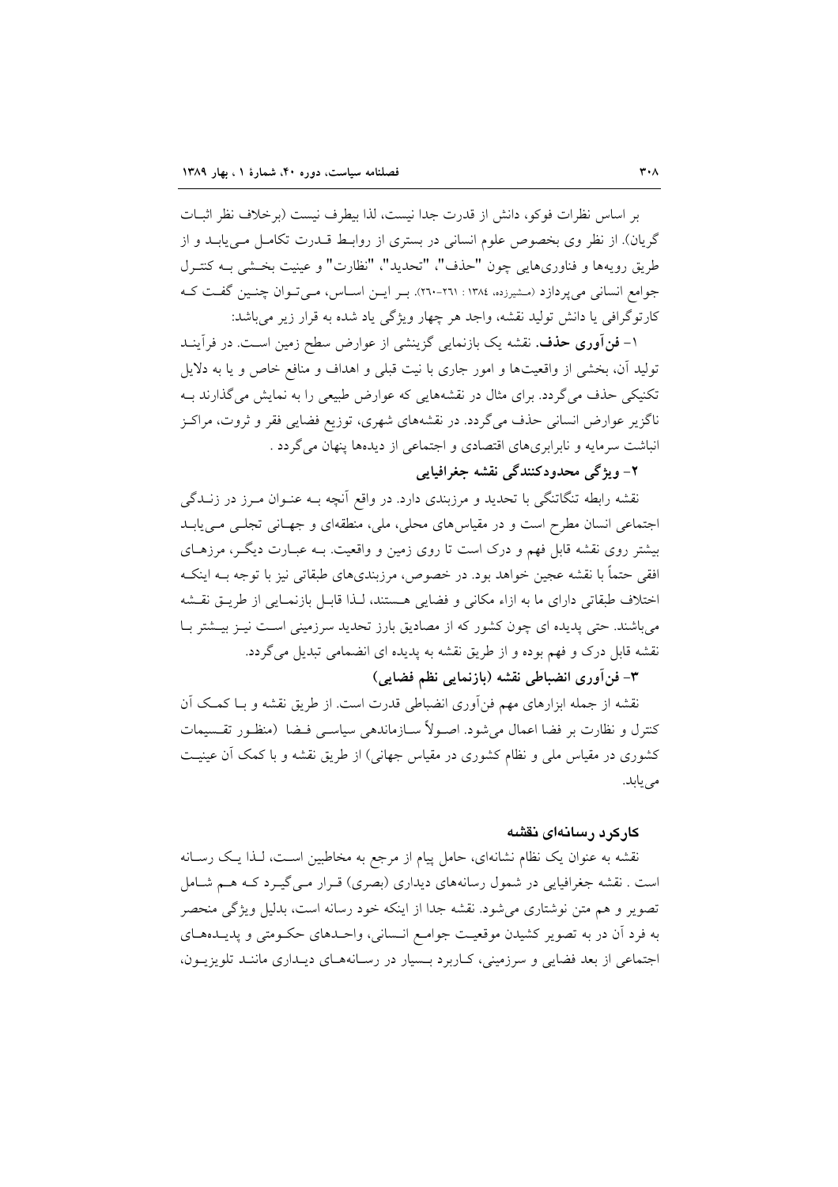بر اساس نظرات فوکو، دانش از قدرت جدا نیست، لذا بیطرف نیست (برخلاف نظر اثبات گریان). از نظر وی بخصوص علوم انسانی در بستری از روابط قدرت تکامل می‌یابد و از طریق رویه‌ها و فناوری‌هایی چون "حذف"، "تحدید"، "نظارت" و عینیت بخشی به کنترل جوامع انسانی می‌پردازد (مشیرزده، ۱۳۸٤ : ۲٦۱-۲٦۰). بر این اساس، می‌توان چنین گفت که کارتوگرافی یا دانش تولید نقشه، واجد هر چهار ویژگی یاد شده به قرار زیر می‌باشد:

۱- **فن‌آوری حذف**. نقشه یک بازنمایی گزینشی از عوارض سطح زمین است. در فرآیند تولید آن، بخشی از واقعیت‌ها و امور جاری با نیت قبلی و اهداف و منافع خاص و یا به دلایل تکنیکی حذف می‌گردد. برای مثال در نقشه‌هایی که عوارض طبیعی را به نمایش می‌گذارند به ناگزیر عوارض انسانی حذف می‌گردد. در نقشه‌های شهری، توزیع فضایی فقر و ثروت، مراکز انباشت سرمایه و نابرابری‌های اقتصادی و اجتماعی از دیده‌ها پنهان می‌گردد .

**۲- ویژگی محدودکنندگی نقشه جغرافیایی**

نقشه رابطه تنگاتنگی با تحدید و مرزبندی دارد. در واقع آنچه به عنوان مرز در زندگی اجتماعی انسان مطرح است و در مقیاس‌های محلی، ملی، منطقه‌ای و جهانی تجلی می‌یابد بیشتر روی نقشه قابل فهم و درک است تا روی زمین و واقعیت. به عبارت دیگر، مرزهای افقی حتماً با نقشه عجین خواهد بود. در خصوص، مرزبندی‌های طبقاتی نیز با توجه به اینکه اختلاف طبقاتی دارای ما به ازاء مکانی و فضایی هستند، لذا قابل بازنمایی از طریق نقشه می‌باشند. حتی پدیده ای چون کشور که از مصادیق بارز تحدید سرزمینی است نیز بیشتر با نقشه قابل درک و فهم بوده و از طریق نقشه به پدیده ای انضمامی تبدیل می‌گردد.

**۳- فن‌آوری انضباطی نقشه (بازنمایی نظم فضایی)**

نقشه از جمله ابزارهای مهم فن‌آوری انضباطی قدرت است. از طریق نقشه و با کمک آن کنترل و نظارت بر فضا اعمال می‌شود. اصولاً سازماندهی سیاسی فضا (منظور تقسیمات کشوری در مقیاس ملی و نظام کشوری در مقیاس جهانی) از طریق نقشه و با کمک آن عینیت می‌یابد.

### کارکرد رسانه‌ای نقشه

نقشه به عنوان یک نظام نشانه‌ای، حامل پیام از مرجع به مخاطبین است، لذا یک رسانه است . نقشه جغرافیایی در شمول رسانه‌های دیداری (بصری) قرار می‌گیرد که هم شامل تصویر و هم متن نوشتاری می‌شود. نقشه جدا از اینکه خود رسانه است، بدلیل ویژگی منحصر به فرد آن در به تصویر کشیدن موقعیت جوامع انسانی، واحدهای حکومتی و پدیده‌های اجتماعی از بعد فضایی و سرزمینی، کاربرد بسیار در رسانه‌های دیداری مانند تلویزیون،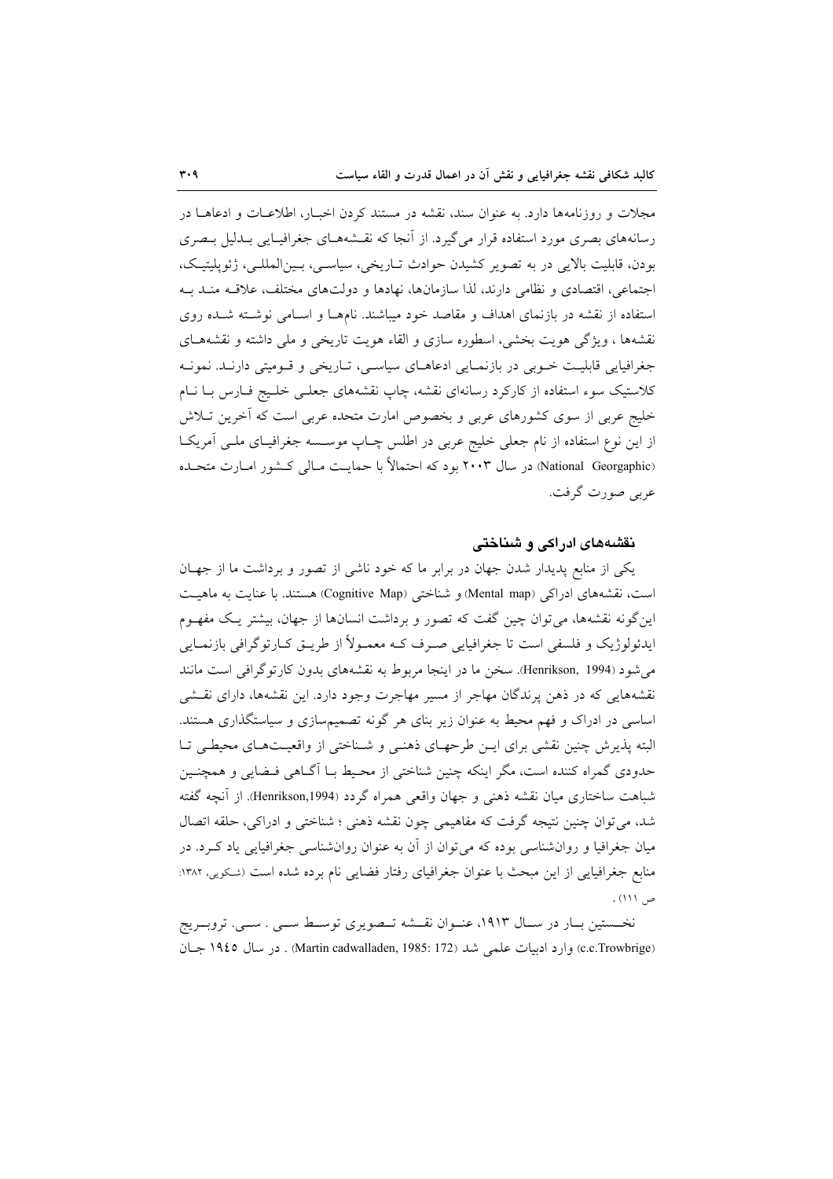مجلات و روزنامه‌ها دارد. به عنوان سند، نقشه در مستند کردن اخبار، اطلاعات و ادعاها در رسانه‌های بصری مورد استفاده قرار می‌گیرد. از آنجا که نقشه‌های جغرافیایی بدلیل بصری بودن، قابلیت بالایی در به تصویر کشیدن حوادث تاریخی، سیاسی، بین‌المللی، ژئوپلیتیک، اجتماعی، اقتصادی و نظامی دارند، لذا سازمان‌ها، نهادها و دولت‌های مختلف، علاقه مند به استفاده از نقشه در بازنمای اهداف و مقاصد خود میباشند. نام‌ها و اسامی نوشته شده روی نقشه‌ها ، ویژگی هویت بخشی، اسطوره سازی و القاء هویت تاریخی و ملی داشته و نقشه‌های جغرافیایی قابلیت خوبی در بازنمایی ادعاهای سیاسی، تاریخی و قومیتی دارند. نمونه کلاستیک سوء استفاده از کارکرد رسانه‌ای نقشه، چاپ نقشه‌های جعلی خلیج فارس با نام خلیج عربی از سوی کشورهای عربی و بخصوص امارت متحده عربی است که آخرین تلاش از این نوع استفاده از نام جعلی خلیج عربی در اطلس چاپ موسسه جغرافیای ملی آمریکا (National Georgaphic) در سال ۲۰۰۳ بود که احتمالاً با حمایت مالی کشور امارت متحده عربی صورت گرفت.

## نقشه‌های ادراکی و شناختی

یکی از منابع پدیدار شدن جهان در برابر ما که خود ناشی از تصور و برداشت ما از جهان است، نقشه‌های ادراکی (Mental map) و شناختی (Cognitive Map) هستند. با عنایت به ماهیت این‌گونه نقشه‌ها، می‌توان چین گفت که تصور و برداشت انسانها از جهان، بیشتر یک مفهوم ایدئولوژیک و فلسفی است تا جغرافیایی صرف که معمولاً از طریق کارتوگرافی بازنمایی می‌شود (Henrikson, 1994). سخن ما در اینجا مربوط به نقشه‌های بدون کارتوگرافی است مانند نقشه‌هایی که در ذهن پرندگان مهاجر از مسیر مهاجرت وجود دارد. این نقشه‌ها، دارای نقشی اساسی در ادراک و فهم محیط به عنوان زیر بنای هر گونه تصمیم‌سازی و سیاستگذاری هستند. البته پذیرش چنین نقشی برای این طرحهای ذهنی و شناختی از واقعیت‌های محیطی تا حدودی گمراه کننده است، مگر اینکه چنین شناختی از محیط با آگاهی فضایی و همچنین شباهت ساختاری میان نقشه ذهنی و جهان واقعی همراه گردد (Henrikson,1994). از آنچه گفته شد، می‌توان چنین نتیجه گرفت که مفاهیمی چون نقشه ذهنی ؛ شناختی و ادراکی، حلقه اتصال میان جغرافیا و روانشناسی بوده که می‌توان از آن به عنوان روانشناسی جغرافیایی یاد کرد. در منابع جغرافیایی از این مبحث با عنوان جغرافیای رفتار فضایی نام برده شده است (شکویی، ۱۳۸۲: ص ۱۱۱) .

نخستین بار در سال ۱۹۱۳، عنوان نقشه تصویری توسط سی . سی. تروبریج (c.c.Trowbrige) وارد ادبیات علمی شد (Martin cadwalladen, 1985: 172) . در سال ۱۹٤٥ جان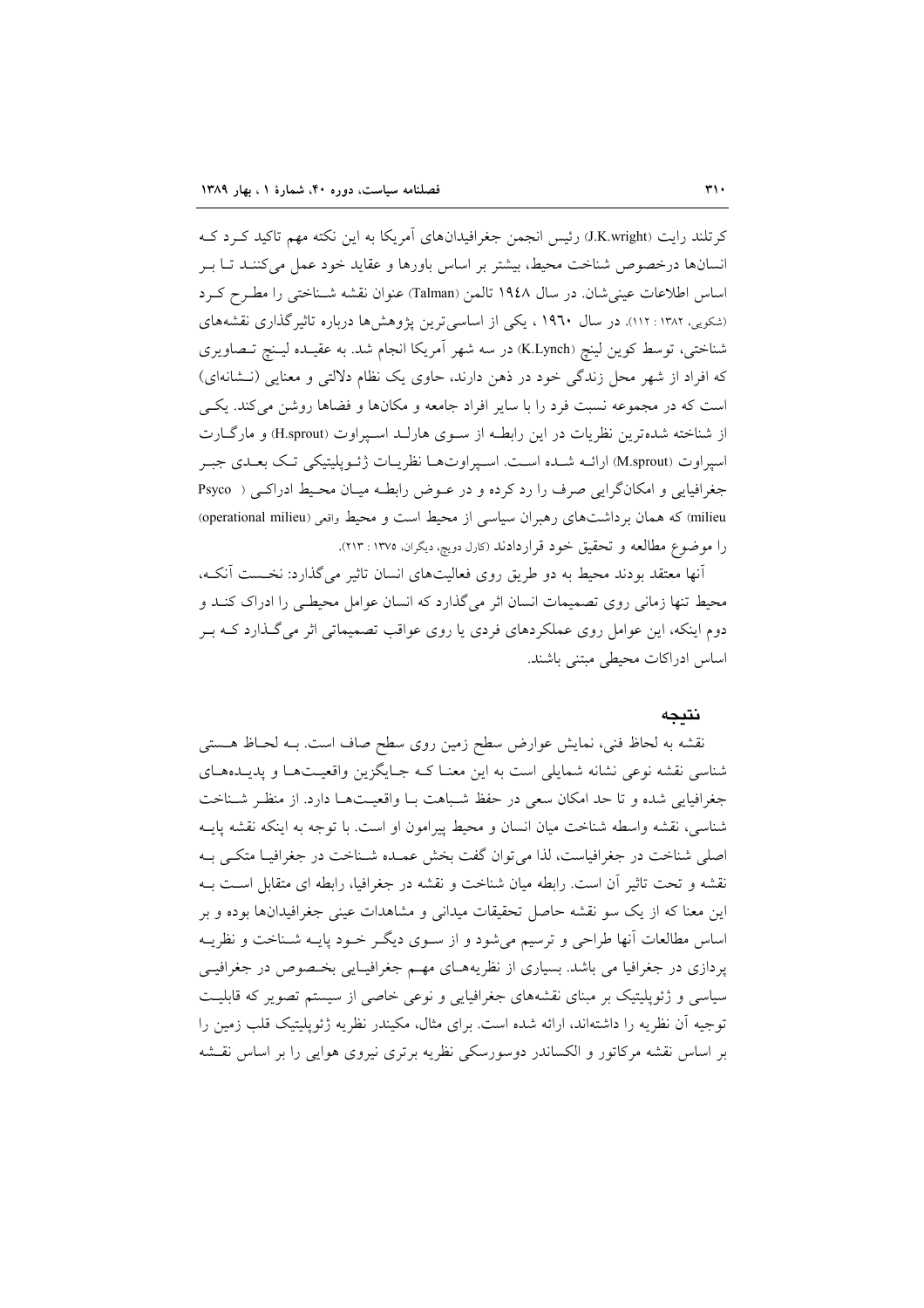کرتلند رایت (J.K.wright) رئیس انجمن جغرافیدان‌های آمریکا به این نکته مهم تاکید کـرد کـه انسان‌ها درخصوص شناخت محیط، بیشتر بر اساس باورها و عقاید خود عمل می‌کننـد تـا بـر اساس اطلاعات عینی‌شان. در سال ۱۹۴۸ تالمن (Talman) عنوان نقشه شـناختی را مطـرح کـرد (شکویی، ۱۳۸۲ : ۱۱۲). در سال ۱۹۶۰ ، یکی از اساسی‌ترین پژوهش‌ها درباره تاثیرگذاری نقشه‌های شناختی، توسط کوین لینچ (K.Lynch) در سه شهر آمریکا انجام شد. به عقیـده لیـنچ تـصاویری که افراد از شهر محل زندگی خود در ذهن دارند، حاوی یک نظام دلالتی و معنایی (نـشانه‌ای) است که در مجموعه نسبت فرد را با سایر افراد جامعه و مکان‌ها و فضاها روشن می‌کند. یکـی از شناخته شده‌ترین نظریات در این رابطـه از سـوی هارلـد اسـپراوت (H.sprout) و مارگـارت اسپراوت (M.sprout) ارائـه شـده اسـت. اسـپراوت‌هـا نظریـات ژئـوپلیتیکی تـک بعـدی جبـر جغرافیایی و امکان‌گرایی صرف را رد کرده و در عـوض رابطـه میـان محـیط ادراکـی ( Psyco milieu) که همان برداشت‌های رهبران سیاسی از محیط است و محیط واقعی (operational milieu) را موضوع مطالعه و تحقیق خود قراردادند (کارل دویچ، دیگران، ۱۳۷۵ : ۲۱۳).

آنها معتقد بودند محیط به دو طریق روی فعالیت‌های انسان تاثیر می‌گذارد: نخـست آنکـه، محیط تنها زمانی روی تصمیمات انسان اثر می‌گذارد که انسان عوامل محیطـی را ادراک کنـد و دوم اینکه، این عوامل روی عملکردهای فردی یا روی عواقب تصمیماتی اثر می‌گـذارد کـه بـر اساس ادراکات محیطی مبتنی باشند.

## نتیجه

نقشه به لحاظ فنی، نمایش عوارض سطح زمین روی سطح صاف است. بـه لحـاظ هـستی شناسی نقشه نوعی نشانه شمایلی است به این معنـا کـه جـایگزین واقعیـت‌هـا و پدیـده‌هـای جغرافیایی شده و تا حد امکان سعی در حفظ شـباهت بـا واقعیـت‌هـا دارد. از منظـر شـناخت شناسی، نقشه واسطه شناخت میان انسان و محیط پیرامون او است. با توجه به اینکه نقشه پایـه اصلی شناخت در جغرافیاست، لذا می‌توان گفت بخش عمـده شـناخت در جغرافیـا متکـی بـه نقشه و تحت تاثیر آن است. رابطه میان شناخت و نقشه در جغرافیا، رابطه ای متقابل اسـت بـه این معنا که از یک سو نقشه حاصل تحقیقات میدانی و مشاهدات عینی جغرافیدان‌ها بوده و بر اساس مطالعات آنها طراحی و ترسیم می‌شود و از سـوی دیگـر خـود پایـه شـناخت و نظریـه پردازی در جغرافیا می باشد. بسیاری از نظریه‌هـای مهـم جغرافیـایی بخـصوص در جغرافیـی سیاسی و ژئوپلیتیک بر مبنای نقشه‌های جغرافیایی و نوعی خاصی از سیستم تصویر که قابلیـت توجیه آن نظریه را داشته‌اند، ارائه شده است. برای مثال، مکیندر نظریه ژئوپلیتیک قلب زمین را بر اساس نقشه مرکاتور و الکساندر دوسورسکی نظریه برتری نیروی هوایی را بر اساس نقـشه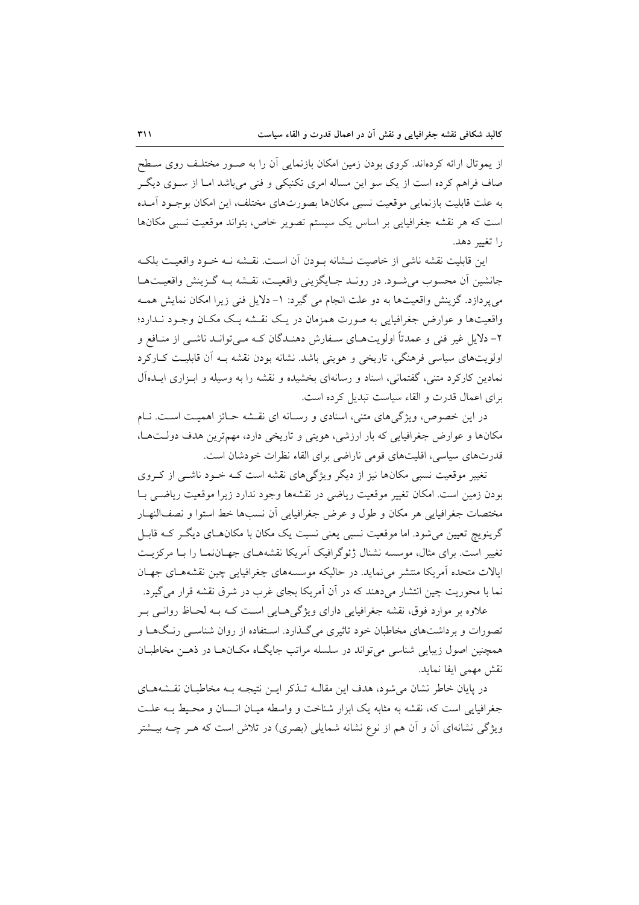از یموتال ارائه کرده‌اند. کروی بودن زمین امکان بازنمایی آن را به صور مختلف روی سطح صاف فراهم کرده است از یک سو این مساله امری تکنیکی و فنی می‌باشد اما از سوی دیگر به علت قابلیت بازنمایی موقعیت نسبی مکان‌ها بصورت‌های مختلف، این امکان بوجود آمده است که هر نقشه جغرافیایی بر اساس یک سیستم تصویر خاص، بتواند موقعیت نسبی مکان‌ها را تغییر دهد.

این قابلیت نقشه ناشی از خاصیت نشانه بودن آن است. نقشه نه خود واقعیت بلکه جانشین آن محسوب می‌شود. در روند جایگزینی واقعیت، نقشه به گزینش واقعیت‌ها می‌پردازد. گزینش واقعیت‌ها به دو علت انجام می گیرد: ۱- دلایل فنی زیرا امکان نمایش همه واقعیت‌ها و عوارض جغرافیایی به صورت همزمان در یک نقشه یک مکان وجود ندارد؛ ۲- دلایل غیر فنی و عمدتاً اولویت‌های سفارش دهندگان که می‌تواند ناشی از منافع و اولویت‌های سیاسی فرهنگی، تاریخی و هویتی باشد. نشانه بودن نقشه به آن قابلیت کارکرد نمادین کارکرد متنی، گفتمانی، اسناد و رسانه‌ای بخشیده و نقشه را به وسیله و ابزاری ایده‌آل برای اعمال قدرت و القاء سیاست تبدیل کرده است.

در این خصوص، ویژگی‌های متنی، اسنادی و رسانه ای نقشه حائز اهمیت است. نام مکان‌ها و عوارض جغرافیایی که بار ارزشی، هویتی و تاریخی دارد، مهم‌ترین هدف دولت‌ها، قدرت‌های سیاسی، اقلیت‌های قومی ناراضی برای القاء نظرات خودشان است.

تغییر موقعیت نسبی مکان‌ها نیز از دیگر ویژگی‌های نقشه است که خود ناشی از کروی بودن زمین است. امکان تغییر موقعیت ریاضی در نقشه‌ها وجود ندارد زیرا موقعیت ریاضی با مختصات جغرافیایی هر مکان و طول و عرض جغرافیایی آن نسب‌ها خط استوا و نصف‌النهار گرینویچ تعیین می‌شود. اما موقعیت نسبی یعنی نسبت یک مکان با مکان‌های دیگر که قابل تغییر است. برای مثال، موسسه نشنال ژئوگرافیک آمریکا نقشه‌های جهان‌نما را با مرکزیت ایالات متحده آمریکا منتشر می‌نماید. در حالیکه موسسه‌های جغرافیایی چین نقشه‌های جهان نما با محوریت چین انتشار می‌دهند که در آن آمریکا بجای غرب در شرق نقشه قرار می‌گیرد.

علاوه بر موارد فوق، نقشه جغرافیایی دارای ویژگی‌هایی است که به لحاظ روانی بر تصورات و برداشت‌های مخاطبان خود تاثیری می‌گذارد. استفاده از روان شناسی رنگ‌ها و همچنین اصول زیبایی شناسی می‌تواند در سلسله مراتب جایگاه مکان‌ها در ذهن مخاطبان نقش مهمی ایفا نماید.

در پایان خاطر نشان می‌شود، هدف این مقاله تذکر این نتیجه به مخاطبان نقشه‌های جغرافیایی است که، نقشه به مثابه یک ابزار شناخت و واسطه میان انسان و محیط به علت ویژگی نشانه‌ای آن و آن هم از نوع نشانه شمایلی (بصری) در تلاش است که هر چه بیشتر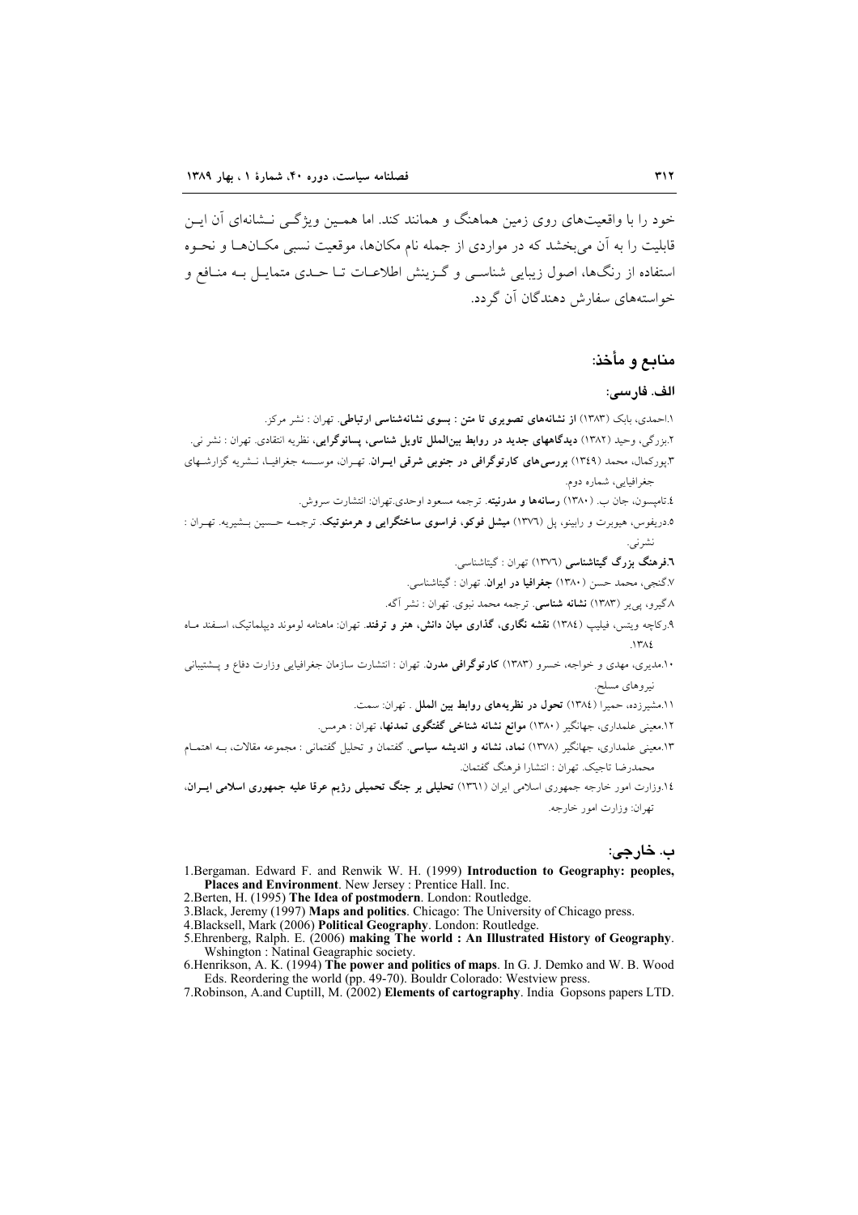خود را با واقعیت‌های روی زمین هماهنگ و همانند کند. اما همین ویژگی نشانه‌ای آن این قابلیت را به آن می‌بخشد که در مواردی از جمله نام مکان‌ها، موقعیت نسبی مکان‌ها و نحوه استفاده از رنگ‌ها، اصول زیبایی شناسی و گزینش اطلاعات تا حدی متمایل به منافع و خواسته‌های سفارش دهندگان آن گردد.

## منابع و مأخذ:

### الف. فارسی:

۱.احمدی، بابک (۱۳۸۳) **از نشانه‌های تصویری تا متن : بسوی نشانه‌شناسی ارتباطی**. تهران : نشر مرکز.

۲.بزرگی، وحید (۱۳۸۲) **دیدگاههای جدید در روابط بین‌الملل تاویل شناسی، پسانوگرایی**، نظریه انتقادی. تهران : نشر نی.

۳.پورکمال، محمد (۱۳۴۹) **بررسی‌های کارتوگرافی در جنوبی شرقی ایران**. تهران، موسسه جغرافیا، نشریه گزارشهای جغرافیایی، شماره دوم.

۴.تامپسون، جان ب. (۱۳۸۰) **رسانه‌ها و مدرنیته**. ترجمه مسعود اوحدی.تهران: انتشارت سروش.

۵.دریفوس، هیوبرت و رابینو، پل (۱۳۷۶) **میشل فوکو، فراسوی ساختگرایی و هرمنوتیک**. ترجمه حسین بشیریه. تهران : نشرنی.

۶.**فرهنگ بزرگ گیتاشناسی** (۱۳۷۶) تهران : گیتاشناسی.

۷.گنجی، محمد حسن (۱۳۸۰) **جغرافیا در ایران**. تهران : گیتاشناسی.

۸.گیرو، پی‌یر (۱۳۸۳) **نشانه شناسی**. ترجمه محمد نبوی. تهران : نشر آگه.

۹.رکاچه ویتس، فیلیپ (۱۳۸۴) **نقشه نگاری، گذاری میان دانش، هنر و ترفند**. تهران: ماهنامه لوموند دیپلماتیک، اسفند ماه ۱۳۸٤.

۱۰.مدیری، مهدی و خواجه، خسرو (۱۳۸۳) **کارتوگرافی مدرن**. تهران : انتشارت سازمان جغرافیایی وزارت دفاع و پشتیبانی نیروهای مسلح.

۱۱.مشیرزده، حمیرا (۱۳۸٤) **تحول در نظریه‌های روابط بین الملل** . تهران: سمت.

۱۲.معینی علمداری، جهانگیر (۱۳۸۰) **موانع نشانه شناخی گفتگوی تمدنها**، تهران : هرمس.

۱۳.معینی علمداری، جهانگیر (۱۳۷۸) **نماد، نشانه و اندیشه سیاسی**. گفتمان و تحلیل گفتمانی : مجموعه مقالات، به اهتمام محمدرضا تاجیک. تهران : انتشارا فرهنگ گفتمان.

۱٤.وزارت امور خارجه جمهوری اسلامی ایران (۱۳۶۱) **تحلیلی بر جنگ تحمیلی رژیم عرقا علیه جمهوری اسلامی ایران**، تهران: وزارت امور خارجه.

### ب. خارجی:

1.Bergaman. Edward F. and Renwik W. H. (1999) **Introduction to Geography: peoples, Places and Environment**. New Jersey : Prentice Hall. Inc.

2.Berten, H. (1995) **The Idea of postmodern**. London: Routledge.

3.Black, Jeremy (1997) **Maps and politics**. Chicago: The University of Chicago press.

4.Blacksell, Mark (2006) **Political Geography**. London: Routledge.

5.Ehrenberg, Ralph. E. (2006) **making The world : An Illustrated History of Geography**. Wshington : Natinal Geagraphic society.

6.Henrikson, A. K. (1994) **The power and politics of maps**. In G. J. Demko and W. B. Wood Eds. Reordering the world (pp. 49-70). Bouldr Colorado: Westview press.

7.Robinson, A.and Cuptill, M. (2002) **Elements of cartography**. India Gopsons papers LTD.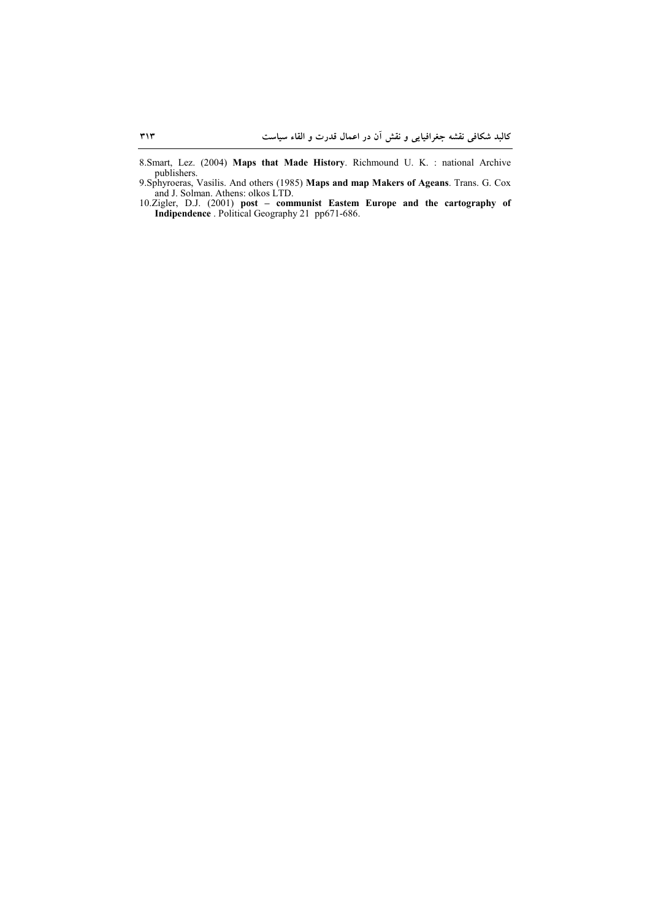8.Smart, Lez. (2004) **Maps that Made History**. Richmound U. K. : national Archive publishers.

9.Sphyroeras, Vasilis. And others (1985) **Maps and map Makers of Ageans**. Trans. G. Cox and J. Solman. Athens: olkos LTD.

10.Zigler, D.J. (2001) **post – communist Eastem Europe and the cartography of Indipendence** . Political Geography 21 pp671-686.